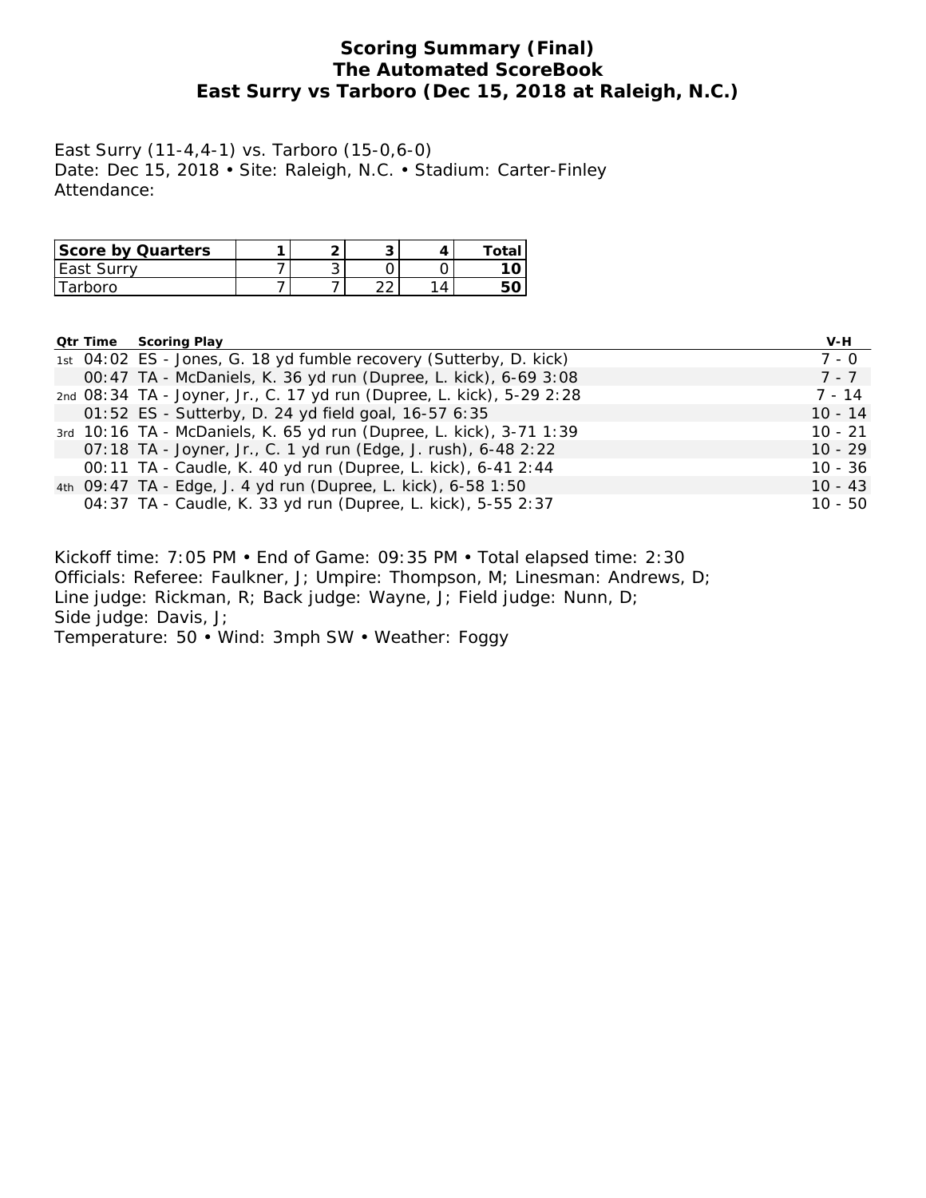# Scoring Summary (Final)
# The Automated ScoreBook
# East Surry vs Tarboro (Dec 15, 2018 at Raleigh, N.C.)

East Surry (11-4,4-1) vs. Tarboro (15-0,6-0)
Date: Dec 15, 2018 • Site: Raleigh, N.C. • Stadium: Carter-Finley
Attendance:

| Score by Quarters | 1 | 2 | 3 | 4 | Total |
|---|---|---|---|---|---|
| East Surry | 7 | 3 | 0 | 0 | **10** |
| Tarboro | 7 | 7 | 22 | 14 | **50** |

| Qtr | Time | Scoring Play | V-H |
|---|---|---|---|
| 1st | 04:02 | ES - Jones, G. 18 yd fumble recovery (Sutterby, D. kick) | 7 - 0 |
| | 00:47 | TA - McDaniels, K. 36 yd run (Dupree, L. kick), 6-69 3:08 | 7 - 7 |
| 2nd | 08:34 | TA - Joyner, Jr., C. 17 yd run (Dupree, L. kick), 5-29 2:28 | 7 - 14 |
| | 01:52 | ES - Sutterby, D. 24 yd field goal, 16-57 6:35 | 10 - 14 |
| 3rd | 10:16 | TA - McDaniels, K. 65 yd run (Dupree, L. kick), 3-71 1:39 | 10 - 21 |
| | 07:18 | TA - Joyner, Jr., C. 1 yd run (Edge, J. rush), 6-48 2:22 | 10 - 29 |
| | 00:11 | TA - Caudle, K. 40 yd run (Dupree, L. kick), 6-41 2:44 | 10 - 36 |
| 4th | 09:47 | TA - Edge, J. 4 yd run (Dupree, L. kick), 6-58 1:50 | 10 - 43 |
| | 04:37 | TA - Caudle, K. 33 yd run (Dupree, L. kick), 5-55 2:37 | 10 - 50 |

Kickoff time: 7:05 PM • End of Game: 09:35 PM • Total elapsed time: 2:30
Officials: Referee: Faulkner, J; Umpire: Thompson, M; Linesman: Andrews, D;
Line judge: Rickman, R; Back judge: Wayne, J; Field judge: Nunn, D;
Side judge: Davis, J;
Temperature: 50 • Wind: 3mph SW • Weather: Foggy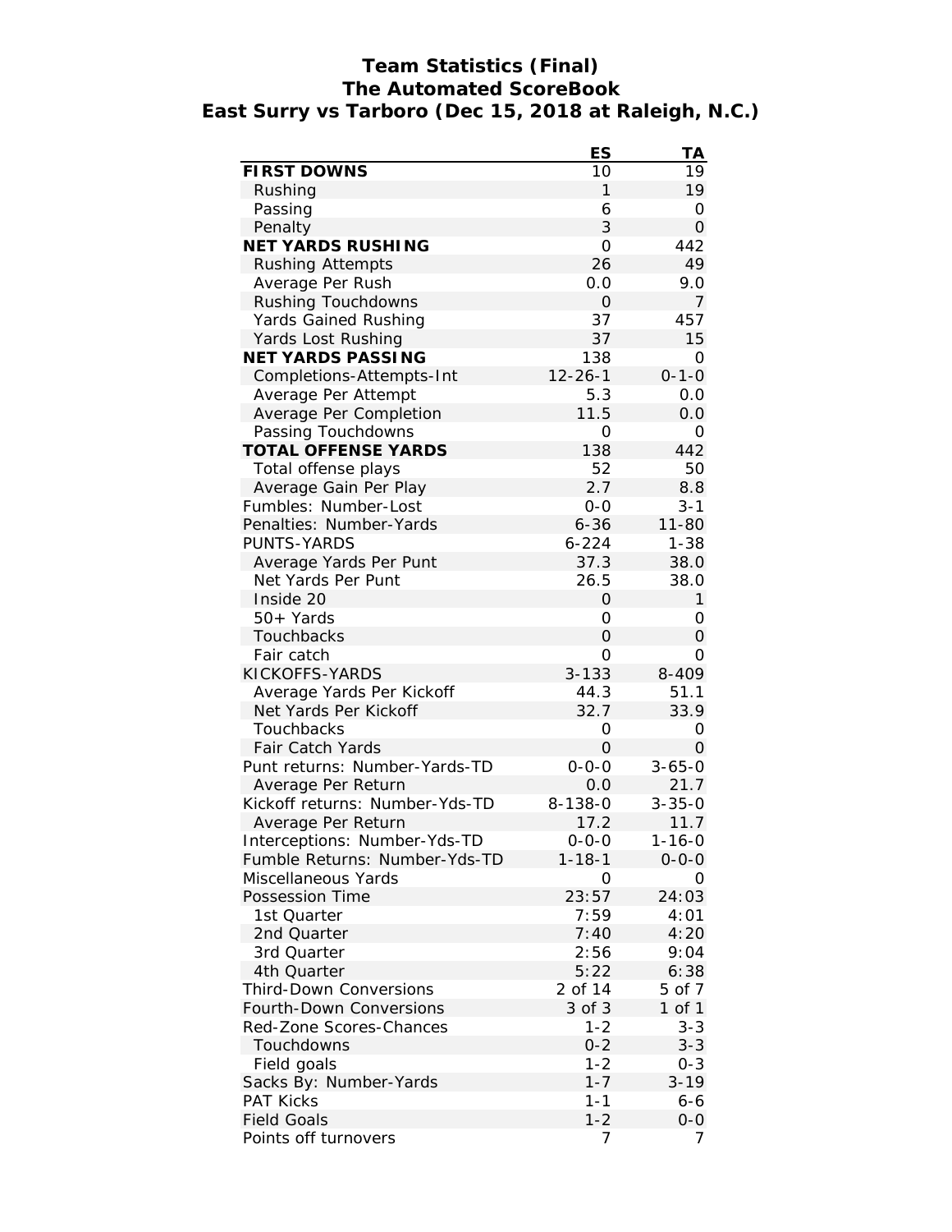# Team Statistics (Final)
## The Automated ScoreBook
## East Surry vs Tarboro (Dec 15, 2018 at Raleigh, N.C.)

| | ES | TA |
|---|---|---|
| **FIRST DOWNS** | 10 | 19 |
| Rushing | 1 | 19 |
| Passing | 6 | 0 |
| Penalty | 3 | 0 |
| **NET YARDS RUSHING** | 0 | 442 |
| Rushing Attempts | 26 | 49 |
| Average Per Rush | 0.0 | 9.0 |
| Rushing Touchdowns | 0 | 7 |
| Yards Gained Rushing | 37 | 457 |
| Yards Lost Rushing | 37 | 15 |
| **NET YARDS PASSING** | 138 | 0 |
| Completions-Attempts-Int | 12-26-1 | 0-1-0 |
| Average Per Attempt | 5.3 | 0.0 |
| Average Per Completion | 11.5 | 0.0 |
| Passing Touchdowns | 0 | 0 |
| **TOTAL OFFENSE YARDS** | 138 | 442 |
| Total offense plays | 52 | 50 |
| Average Gain Per Play | 2.7 | 8.8 |
| Fumbles: Number-Lost | 0-0 | 3-1 |
| Penalties: Number-Yards | 6-36 | 11-80 |
| PUNTS-YARDS | 6-224 | 1-38 |
| Average Yards Per Punt | 37.3 | 38.0 |
| Net Yards Per Punt | 26.5 | 38.0 |
| Inside 20 | 0 | 1 |
| 50+ Yards | 0 | 0 |
| Touchbacks | 0 | 0 |
| Fair catch | 0 | 0 |
| KICKOFFS-YARDS | 3-133 | 8-409 |
| Average Yards Per Kickoff | 44.3 | 51.1 |
| Net Yards Per Kickoff | 32.7 | 33.9 |
| Touchbacks | 0 | 0 |
| Fair Catch Yards | 0 | 0 |
| Punt returns: Number-Yards-TD | 0-0-0 | 3-65-0 |
| Average Per Return | 0.0 | 21.7 |
| Kickoff returns: Number-Yds-TD | 8-138-0 | 3-35-0 |
| Average Per Return | 17.2 | 11.7 |
| Interceptions: Number-Yds-TD | 0-0-0 | 1-16-0 |
| Fumble Returns: Number-Yds-TD | 1-18-1 | 0-0-0 |
| Miscellaneous Yards | 0 | 0 |
| Possession Time | 23:57 | 24:03 |
| 1st Quarter | 7:59 | 4:01 |
| 2nd Quarter | 7:40 | 4:20 |
| 3rd Quarter | 2:56 | 9:04 |
| 4th Quarter | 5:22 | 6:38 |
| Third-Down Conversions | 2 of 14 | 5 of 7 |
| Fourth-Down Conversions | 3 of 3 | 1 of 1 |
| Red-Zone Scores-Chances | 1-2 | 3-3 |
| Touchdowns | 0-2 | 3-3 |
| Field goals | 1-2 | 0-3 |
| Sacks By: Number-Yards | 1-7 | 3-19 |
| PAT Kicks | 1-1 | 6-6 |
| Field Goals | 1-2 | 0-0 |
| Points off turnovers | 7 | 7 |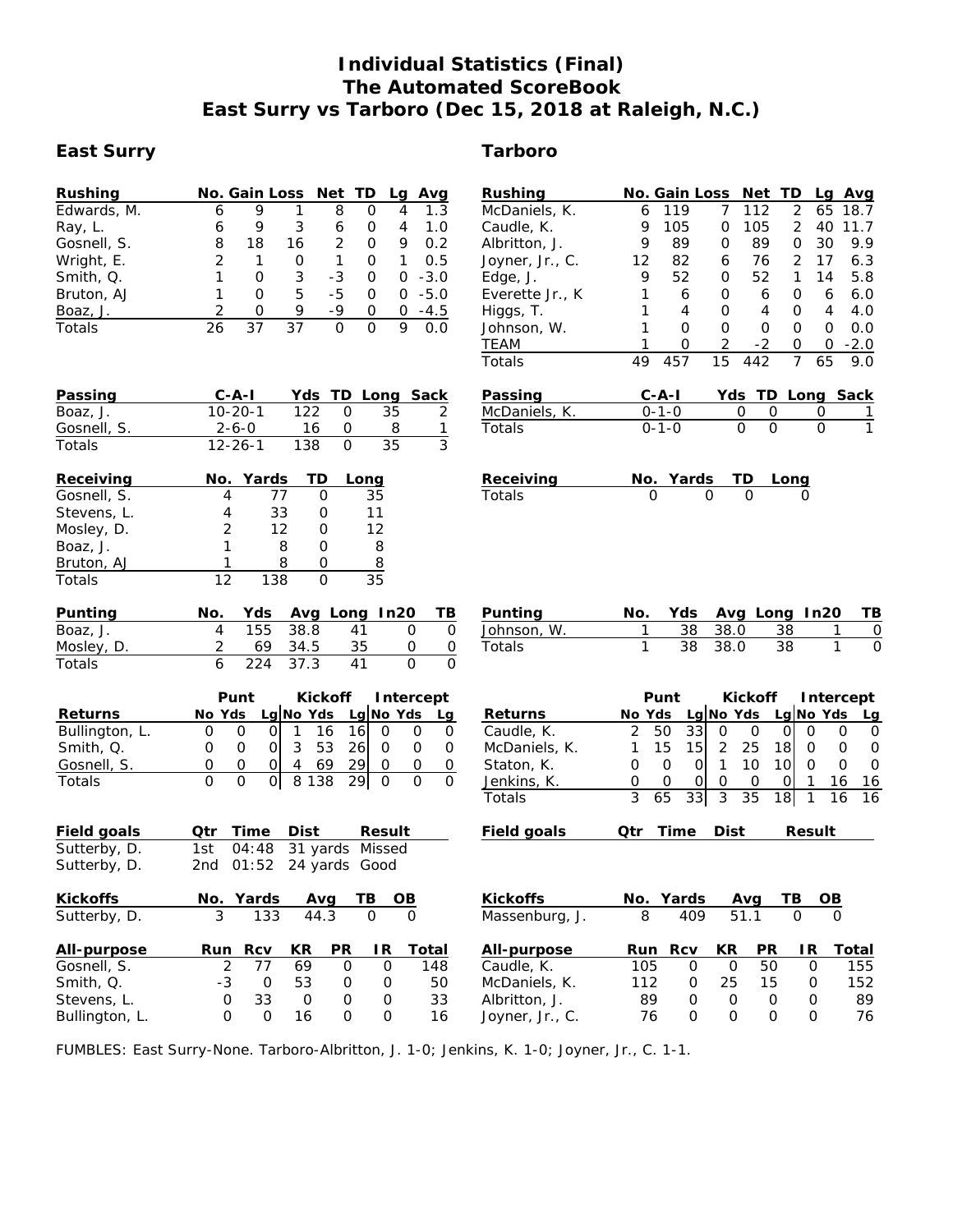# Individual Statistics (Final)
# The Automated ScoreBook
# East Surry vs Tarboro (Dec 15, 2018 at Raleigh, N.C.)

## East Surry

| Rushing | No. | Gain | Loss | Net | TD | Lg | Avg |
|---|---|---|---|---|---|---|---|
| Edwards, M. | 6 | 9 | 1 | 8 | 0 | 4 | 1.3 |
| Ray, L. | 6 | 9 | 3 | 6 | 0 | 4 | 1.0 |
| Gosnell, S. | 8 | 18 | 16 | 2 | 0 | 9 | 0.2 |
| Wright, E. | 2 | 1 | 0 | 1 | 0 | 1 | 0.5 |
| Smith, Q. | 1 | 0 | 3 | -3 | 0 | 0 | -3.0 |
| Bruton, AJ | 1 | 0 | 5 | -5 | 0 | 0 | -5.0 |
| Boaz, J. | 2 | 0 | 9 | -9 | 0 | 0 | -4.5 |
| Totals | 26 | 37 | 37 | 0 | 0 | 9 | 0.0 |

| Passing | C-A-I | Yds | TD | Long | Sack |
|---|---|---|---|---|---|
| Boaz, J. | 10-20-1 | 122 | 0 | 35 | 2 |
| Gosnell, S. | 2-6-0 | 16 | 0 | 8 | 1 |
| Totals | 12-26-1 | 138 | 0 | 35 | 3 |

| Receiving | No. | Yards | TD | Long |
|---|---|---|---|---|
| Gosnell, S. | 4 | 77 | 0 | 35 |
| Stevens, L. | 4 | 33 | 0 | 11 |
| Mosley, D. | 2 | 12 | 0 | 12 |
| Boaz, J. | 1 | 8 | 0 | 8 |
| Bruton, AJ | 1 | 8 | 0 | 8 |
| Totals | 12 | 138 | 0 | 35 |

| Punting | No. | Yds | Avg | Long | In20 | TB |
|---|---|---|---|---|---|---|
| Boaz, J. | 4 | 155 | 38.8 | 41 | 0 | 0 |
| Mosley, D. | 2 | 69 | 34.5 | 35 | 0 | 0 |
| Totals | 6 | 224 | 37.3 | 41 | 0 | 0 |

| | Punt | | | Kickoff | | | Intercept | | |
|---|---|---|---|---|---|---|---|---|---|
| Returns | No | Yds | Lg | No | Yds | Lg | No | Yds | Lg |
| Bullington, L. | 0 | 0 | 0 | 1 | 16 | 16 | 0 | 0 | 0 |
| Smith, Q. | 0 | 0 | 0 | 3 | 53 | 26 | 0 | 0 | 0 |
| Gosnell, S. | 0 | 0 | 0 | 4 | 69 | 29 | 0 | 0 | 0 |
| Totals | 0 | 0 | 0 | 8 | 138 | 29 | 0 | 0 | 0 |

| Field goals | Qtr | Time | Dist | Result |
|---|---|---|---|---|
| Sutterby, D. | 1st | 04:48 | 31 yards | Missed |
| Sutterby, D. | 2nd | 01:52 | 24 yards | Good |

| Kickoffs | No. | Yards | Avg | TB | OB |
|---|---|---|---|---|---|
| Sutterby, D. | 3 | 133 | 44.3 | 0 | 0 |

| All-purpose | Run | Rcv | KR | PR | IR | Total |
|---|---|---|---|---|---|---|
| Gosnell, S. | 2 | 77 | 69 | 0 | 0 | 148 |
| Smith, Q. | -3 | 0 | 53 | 0 | 0 | 50 |
| Stevens, L. | 0 | 33 | 0 | 0 | 0 | 33 |
| Bullington, L. | 0 | 0 | 16 | 0 | 0 | 16 |

## Tarboro

| Rushing | No. | Gain | Loss | Net | TD | Lg | Avg |
|---|---|---|---|---|---|---|---|
| McDaniels, K. | 6 | 119 | 7 | 112 | 2 | 65 | 18.7 |
| Caudle, K. | 9 | 105 | 0 | 105 | 2 | 40 | 11.7 |
| Albritton, J. | 9 | 89 | 0 | 89 | 0 | 30 | 9.9 |
| Joyner, Jr., C. | 12 | 82 | 6 | 76 | 2 | 17 | 6.3 |
| Edge, J. | 9 | 52 | 0 | 52 | 1 | 14 | 5.8 |
| Everette Jr., K | 1 | 6 | 0 | 6 | 0 | 6 | 6.0 |
| Higgs, T. | 1 | 4 | 0 | 4 | 0 | 4 | 4.0 |
| Johnson, W. | 1 | 0 | 0 | 0 | 0 | 0 | 0.0 |
| TEAM | 1 | 0 | 2 | -2 | 0 | 0 | -2.0 |
| Totals | 49 | 457 | 15 | 442 | 7 | 65 | 9.0 |

| Passing | C-A-I | Yds | TD | Long | Sack |
|---|---|---|---|---|---|
| McDaniels, K. | 0-1-0 | 0 | 0 | 0 | 1 |
| Totals | 0-1-0 | 0 | 0 | 0 | 1 |

| Receiving | No. | Yards | TD | Long |
|---|---|---|---|---|
| Totals | 0 | 0 | 0 | 0 |

| Punting | No. | Yds | Avg | Long | In20 | TB |
|---|---|---|---|---|---|---|
| Johnson, W. | 1 | 38 | 38.0 | 38 | 1 | 0 |
| Totals | 1 | 38 | 38.0 | 38 | 1 | 0 |

| | Punt | | | Kickoff | | | Intercept | | |
|---|---|---|---|---|---|---|---|---|---|
| Returns | No | Yds | Lg | No | Yds | Lg | No | Yds | Lg |
| Caudle, K. | 2 | 50 | 33 | 0 | 0 | 0 | 0 | 0 | 0 |
| McDaniels, K. | 1 | 15 | 15 | 2 | 25 | 18 | 0 | 0 | 0 |
| Staton, K. | 0 | 0 | 0 | 1 | 10 | 10 | 0 | 0 | 0 |
| Jenkins, K. | 0 | 0 | 0 | 0 | 0 | 0 | 1 | 16 | 16 |
| Totals | 3 | 65 | 33 | 3 | 35 | 18 | 1 | 16 | 16 |

| Field goals | Qtr | Time | Dist | Result |
|---|---|---|---|---|

| Kickoffs | No. | Yards | Avg | TB | OB |
|---|---|---|---|---|---|
| Massenburg, J. | 8 | 409 | 51.1 | 0 | 0 |

| All-purpose | Run | Rcv | KR | PR | IR | Total |
|---|---|---|---|---|---|---|
| Caudle, K. | 105 | 0 | 0 | 50 | 0 | 155 |
| McDaniels, K. | 112 | 0 | 25 | 15 | 0 | 152 |
| Albritton, J. | 89 | 0 | 0 | 0 | 0 | 89 |
| Joyner, Jr., C. | 76 | 0 | 0 | 0 | 0 | 76 |

FUMBLES: East Surry-None. Tarboro-Albritton, J. 1-0; Jenkins, K. 1-0; Joyner, Jr., C. 1-1.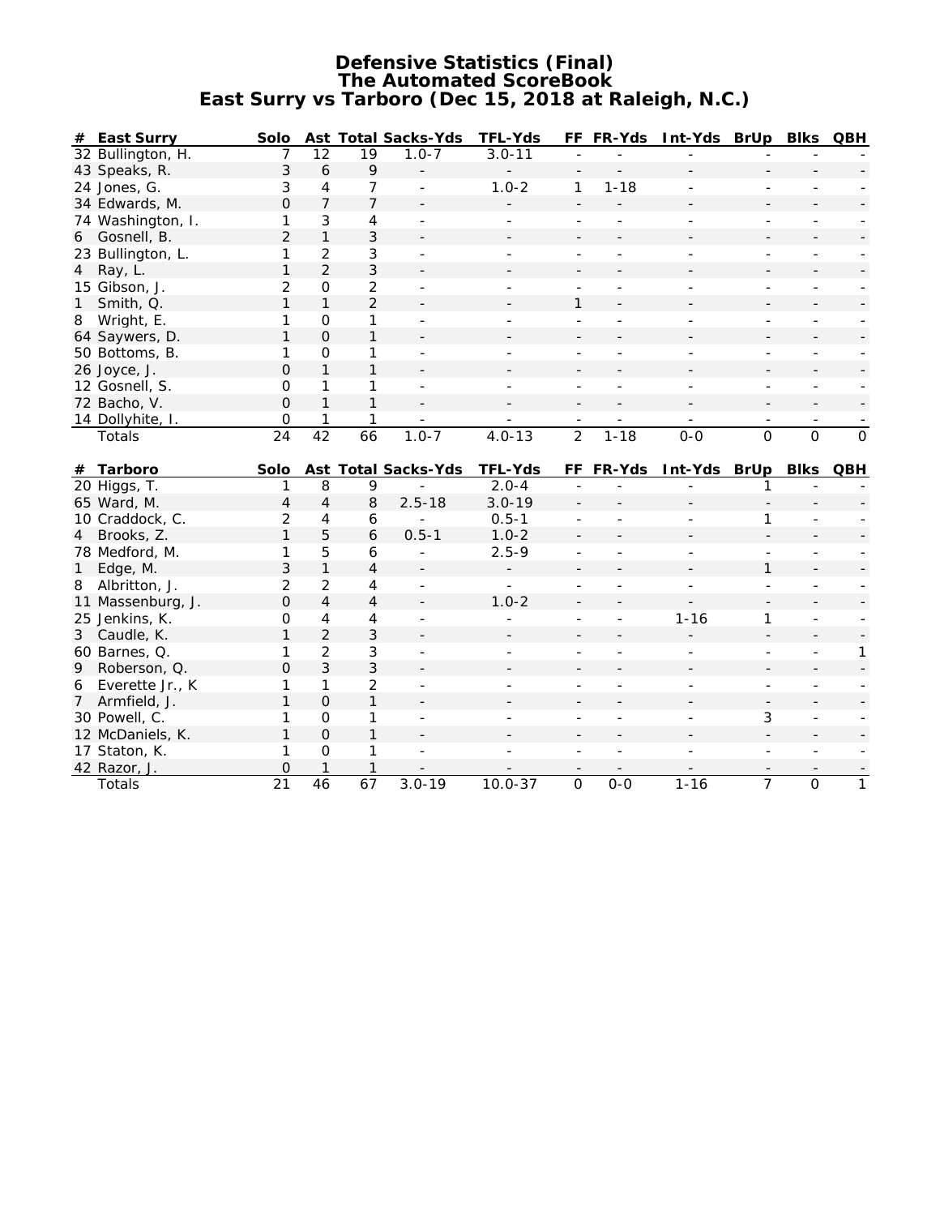# Defensive Statistics (Final)
## The Automated ScoreBook
## East Surry vs Tarboro (Dec 15, 2018 at Raleigh, N.C.)

| # | East Surry | Solo | Ast | Total | Sacks-Yds | TFL-Yds | FF | FR-Yds | Int-Yds | BrUp | Blks | QBH |
|---|---|---|---|---|---|---|---|---|---|---|---|---|
| 32 | Bullington, H. | 7 | 12 | 19 | 1.0-7 | 3.0-11 | - | - | - | - | - | - |
| 43 | Speaks, R. | 3 | 6 | 9 | - | - | - | - | - | - | - | - |
| 24 | Jones, G. | 3 | 4 | 7 | - | 1.0-2 | 1 | 1-18 | - | - | - | - |
| 34 | Edwards, M. | 0 | 7 | 7 | - | - | - | - | - | - | - | - |
| 74 | Washington, I. | 1 | 3 | 4 | - | - | - | - | - | - | - | - |
| 6 | Gosnell, B. | 2 | 1 | 3 | - | - | - | - | - | - | - | - |
| 23 | Bullington, L. | 1 | 2 | 3 | - | - | - | - | - | - | - | - |
| 4 | Ray, L. | 1 | 2 | 3 | - | - | - | - | - | - | - | - |
| 15 | Gibson, J. | 2 | 0 | 2 | - | - | - | - | - | - | - | - |
| 1 | Smith, Q. | 1 | 1 | 2 | - | - | 1 | - | - | - | - | - |
| 8 | Wright, E. | 1 | 0 | 1 | - | - | - | - | - | - | - | - |
| 64 | Saywers, D. | 1 | 0 | 1 | - | - | - | - | - | - | - | - |
| 50 | Bottoms, B. | 1 | 0 | 1 | - | - | - | - | - | - | - | - |
| 26 | Joyce, J. | 0 | 1 | 1 | - | - | - | - | - | - | - | - |
| 12 | Gosnell, S. | 0 | 1 | 1 | - | - | - | - | - | - | - | - |
| 72 | Bacho, V. | 0 | 1 | 1 | - | - | - | - | - | - | - | - |
| 14 | Dollyhite, I. | 0 | 1 | 1 | - | - | - | - | - | - | - | - |
| | Totals | 24 | 42 | 66 | 1.0-7 | 4.0-13 | 2 | 1-18 | 0-0 | 0 | 0 | 0 |

| # | Tarboro | Solo | Ast | Total | Sacks-Yds | TFL-Yds | FF | FR-Yds | Int-Yds | BrUp | Blks | QBH |
|---|---|---|---|---|---|---|---|---|---|---|---|---|
| 20 | Higgs, T. | 1 | 8 | 9 | - | 2.0-4 | - | - | - | 1 | - | - |
| 65 | Ward, M. | 4 | 4 | 8 | 2.5-18 | 3.0-19 | - | - | - | - | - | - |
| 10 | Craddock, C. | 2 | 4 | 6 | - | 0.5-1 | - | - | - | 1 | - | - |
| 4 | Brooks, Z. | 1 | 5 | 6 | 0.5-1 | 1.0-2 | - | - | - | - | - | - |
| 78 | Medford, M. | 1 | 5 | 6 | - | 2.5-9 | - | - | - | - | - | - |
| 1 | Edge, M. | 3 | 1 | 4 | - | - | - | - | - | 1 | - | - |
| 8 | Albritton, J. | 2 | 2 | 4 | - | - | - | - | - | - | - | - |
| 11 | Massenburg, J. | 0 | 4 | 4 | - | 1.0-2 | - | - | - | - | - | - |
| 25 | Jenkins, K. | 0 | 4 | 4 | - | - | - | - | 1-16 | 1 | - | - |
| 3 | Caudle, K. | 1 | 2 | 3 | - | - | - | - | - | - | - | - |
| 60 | Barnes, Q. | 1 | 2 | 3 | - | - | - | - | - | - | - | 1 |
| 9 | Roberson, Q. | 0 | 3 | 3 | - | - | - | - | - | - | - | - |
| 6 | Everette Jr., K | 1 | 1 | 2 | - | - | - | - | - | - | - | - |
| 7 | Armfield, J. | 1 | 0 | 1 | - | - | - | - | - | - | - | - |
| 30 | Powell, C. | 1 | 0 | 1 | - | - | - | - | - | 3 | - | - |
| 12 | McDaniels, K. | 1 | 0 | 1 | - | - | - | - | - | - | - | - |
| 17 | Staton, K. | 1 | 0 | 1 | - | - | - | - | - | - | - | - |
| 42 | Razor, J. | 0 | 1 | 1 | - | - | - | - | - | - | - | - |
| | Totals | 21 | 46 | 67 | 3.0-19 | 10.0-37 | 0 | 0-0 | 1-16 | 7 | 0 | 1 |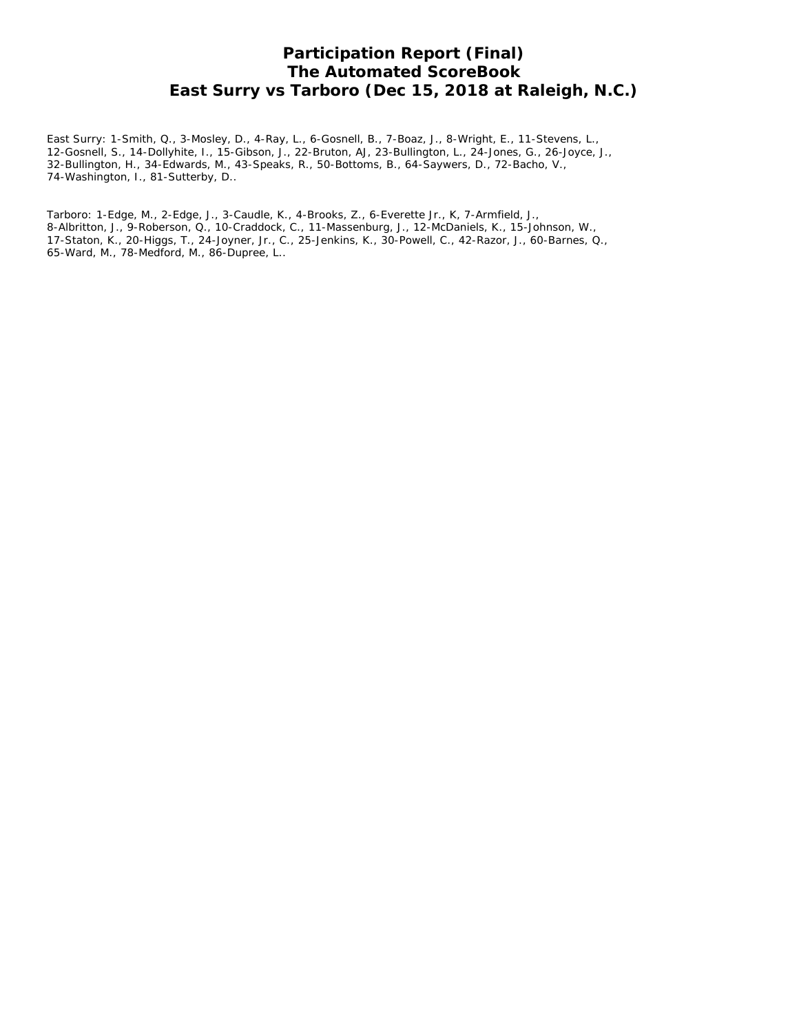# Participation Report (Final)
# The Automated ScoreBook
# East Surry vs Tarboro (Dec 15, 2018 at Raleigh, N.C.)

East Surry: 1-Smith, Q., 3-Mosley, D., 4-Ray, L., 6-Gosnell, B., 7-Boaz, J., 8-Wright, E., 11-Stevens, L., 12-Gosnell, S., 14-Dollyhite, I., 15-Gibson, J., 22-Bruton, AJ, 23-Bullington, L., 24-Jones, G., 26-Joyce, J., 32-Bullington, H., 34-Edwards, M., 43-Speaks, R., 50-Bottoms, B., 64-Saywers, D., 72-Bacho, V., 74-Washington, I., 81-Sutterby, D..

Tarboro: 1-Edge, M., 2-Edge, J., 3-Caudle, K., 4-Brooks, Z., 6-Everette Jr., K, 7-Armfield, J., 8-Albritton, J., 9-Roberson, Q., 10-Craddock, C., 11-Massenburg, J., 12-McDaniels, K., 15-Johnson, W., 17-Staton, K., 20-Higgs, T., 24-Joyner, Jr., C., 25-Jenkins, K., 30-Powell, C., 42-Razor, J., 60-Barnes, Q., 65-Ward, M., 78-Medford, M., 86-Dupree, L..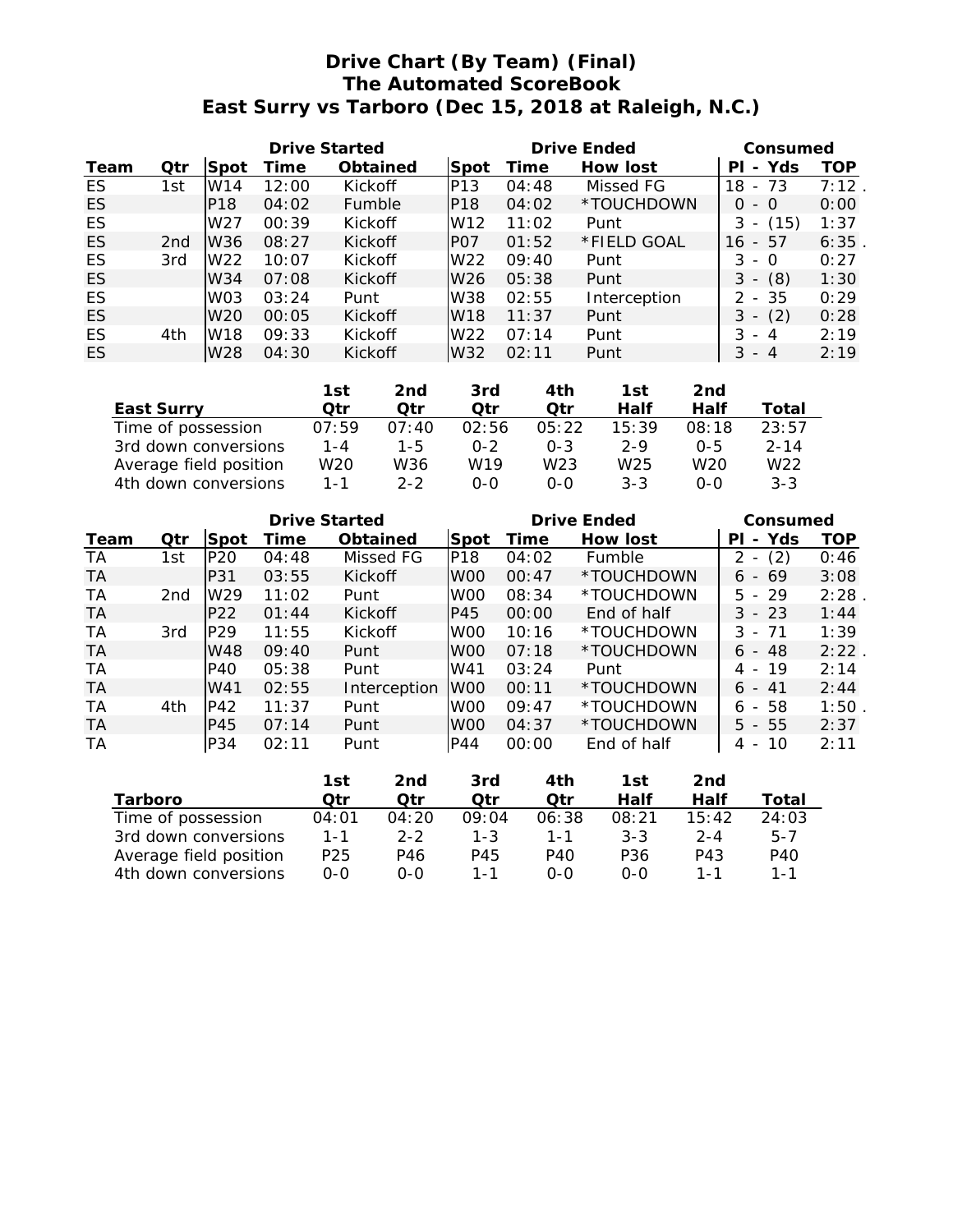# Drive Chart (By Team) (Final)
## The Automated ScoreBook
## East Surry vs Tarboro (Dec 15, 2018 at Raleigh, N.C.)

| | | Drive Started | | | Drive Ended | | | Consumed | |
|---|---|---|---|---|---|---|---|---|---|
| Team | Qtr | Spot | Time | Obtained | Spot | Time | How lost | Pl - Yds | TOP |
| ES | 1st | W14 | 12:00 | Kickoff | P13 | 04:48 | Missed FG | 18 - 73 | 7:12 . |
| ES | | P18 | 04:02 | Fumble | P18 | 04:02 | *TOUCHDOWN | 0 - 0 | 0:00 |
| ES | | W27 | 00:39 | Kickoff | W12 | 11:02 | Punt | 3 - (15) | 1:37 |
| ES | 2nd | W36 | 08:27 | Kickoff | P07 | 01:52 | *FIELD GOAL | 16 - 57 | 6:35 . |
| ES | 3rd | W22 | 10:07 | Kickoff | W22 | 09:40 | Punt | 3 - 0 | 0:27 |
| ES | | W34 | 07:08 | Kickoff | W26 | 05:38 | Punt | 3 - (8) | 1:30 |
| ES | | W03 | 03:24 | Punt | W38 | 02:55 | Interception | 2 - 35 | 0:29 |
| ES | | W20 | 00:05 | Kickoff | W18 | 11:37 | Punt | 3 - (2) | 0:28 |
| ES | 4th | W18 | 09:33 | Kickoff | W22 | 07:14 | Punt | 3 - 4 | 2:19 |
| ES | | W28 | 04:30 | Kickoff | W32 | 02:11 | Punt | 3 - 4 | 2:19 |

| East Surry | 1st Qtr | 2nd Qtr | 3rd Qtr | 4th Qtr | 1st Half | 2nd Half | Total |
|---|---|---|---|---|---|---|---|
| Time of possession | 07:59 | 07:40 | 02:56 | 05:22 | 15:39 | 08:18 | 23:57 |
| 3rd down conversions | 1-4 | 1-5 | 0-2 | 0-3 | 2-9 | 0-5 | 2-14 |
| Average field position | W20 | W36 | W19 | W23 | W25 | W20 | W22 |
| 4th down conversions | 1-1 | 2-2 | 0-0 | 0-0 | 3-3 | 0-0 | 3-3 |

| | | Drive Started | | | Drive Ended | | | Consumed | |
|---|---|---|---|---|---|---|---|---|---|
| Team | Qtr | Spot | Time | Obtained | Spot | Time | How lost | Pl - Yds | TOP |
| TA | 1st | P20 | 04:48 | Missed FG | P18 | 04:02 | Fumble | 2 - (2) | 0:46 |
| TA | | P31 | 03:55 | Kickoff | W00 | 00:47 | *TOUCHDOWN | 6 - 69 | 3:08 |
| TA | 2nd | W29 | 11:02 | Punt | W00 | 08:34 | *TOUCHDOWN | 5 - 29 | 2:28 . |
| TA | | P22 | 01:44 | Kickoff | P45 | 00:00 | End of half | 3 - 23 | 1:44 |
| TA | 3rd | P29 | 11:55 | Kickoff | W00 | 10:16 | *TOUCHDOWN | 3 - 71 | 1:39 |
| TA | | W48 | 09:40 | Punt | W00 | 07:18 | *TOUCHDOWN | 6 - 48 | 2:22 . |
| TA | | P40 | 05:38 | Punt | W41 | 03:24 | Punt | 4 - 19 | 2:14 |
| TA | | W41 | 02:55 | Interception | W00 | 00:11 | *TOUCHDOWN | 6 - 41 | 2:44 |
| TA | 4th | P42 | 11:37 | Punt | W00 | 09:47 | *TOUCHDOWN | 6 - 58 | 1:50 . |
| TA | | P45 | 07:14 | Punt | W00 | 04:37 | *TOUCHDOWN | 5 - 55 | 2:37 |
| TA | | P34 | 02:11 | Punt | P44 | 00:00 | End of half | 4 - 10 | 2:11 |

| Tarboro | 1st Qtr | 2nd Qtr | 3rd Qtr | 4th Qtr | 1st Half | 2nd Half | Total |
|---|---|---|---|---|---|---|---|
| Time of possession | 04:01 | 04:20 | 09:04 | 06:38 | 08:21 | 15:42 | 24:03 |
| 3rd down conversions | 1-1 | 2-2 | 1-3 | 1-1 | 3-3 | 2-4 | 5-7 |
| Average field position | P25 | P46 | P45 | P40 | P36 | P43 | P40 |
| 4th down conversions | 0-0 | 0-0 | 1-1 | 0-0 | 0-0 | 1-1 | 1-1 |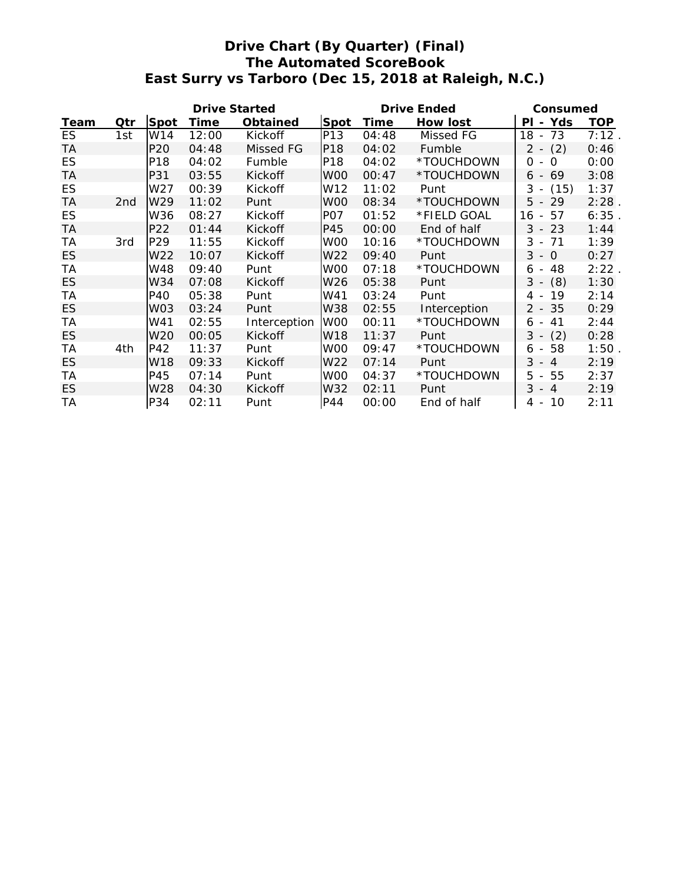# Drive Chart (By Quarter) (Final)
## The Automated ScoreBook
## East Surry vs Tarboro (Dec 15, 2018 at Raleigh, N.C.)

| | | Drive Started | | | Drive Ended | | | Consumed | |
|---|---|---|---|---|---|---|---|---|---|
| Team | Qtr | Spot | Time | Obtained | Spot | Time | How lost | Pl - Yds | TOP |
| ES | 1st | W14 | 12:00 | Kickoff | P13 | 04:48 | Missed FG | 18 - 73 | 7:12 . |
| TA | | P20 | 04:48 | Missed FG | P18 | 04:02 | Fumble | 2 - (2) | 0:46 |
| ES | | P18 | 04:02 | Fumble | P18 | 04:02 | *TOUCHDOWN | 0 - 0 | 0:00 |
| TA | | P31 | 03:55 | Kickoff | W00 | 00:47 | *TOUCHDOWN | 6 - 69 | 3:08 |
| ES | | W27 | 00:39 | Kickoff | W12 | 11:02 | Punt | 3 - (15) | 1:37 |
| TA | 2nd | W29 | 11:02 | Punt | W00 | 08:34 | *TOUCHDOWN | 5 - 29 | 2:28 . |
| ES | | W36 | 08:27 | Kickoff | P07 | 01:52 | *FIELD GOAL | 16 - 57 | 6:35 . |
| TA | | P22 | 01:44 | Kickoff | P45 | 00:00 | End of half | 3 - 23 | 1:44 |
| TA | 3rd | P29 | 11:55 | Kickoff | W00 | 10:16 | *TOUCHDOWN | 3 - 71 | 1:39 |
| ES | | W22 | 10:07 | Kickoff | W22 | 09:40 | Punt | 3 - 0 | 0:27 |
| TA | | W48 | 09:40 | Punt | W00 | 07:18 | *TOUCHDOWN | 6 - 48 | 2:22 . |
| ES | | W34 | 07:08 | Kickoff | W26 | 05:38 | Punt | 3 - (8) | 1:30 |
| TA | | P40 | 05:38 | Punt | W41 | 03:24 | Punt | 4 - 19 | 2:14 |
| ES | | W03 | 03:24 | Punt | W38 | 02:55 | Interception | 2 - 35 | 0:29 |
| TA | | W41 | 02:55 | Interception | W00 | 00:11 | *TOUCHDOWN | 6 - 41 | 2:44 |
| ES | | W20 | 00:05 | Kickoff | W18 | 11:37 | Punt | 3 - (2) | 0:28 |
| TA | 4th | P42 | 11:37 | Punt | W00 | 09:47 | *TOUCHDOWN | 6 - 58 | 1:50 . |
| ES | | W18 | 09:33 | Kickoff | W22 | 07:14 | Punt | 3 - 4 | 2:19 |
| TA | | P45 | 07:14 | Punt | W00 | 04:37 | *TOUCHDOWN | 5 - 55 | 2:37 |
| ES | | W28 | 04:30 | Kickoff | W32 | 02:11 | Punt | 3 - 4 | 2:19 |
| TA | | P34 | 02:11 | Punt | P44 | 00:00 | End of half | 4 - 10 | 2:11 |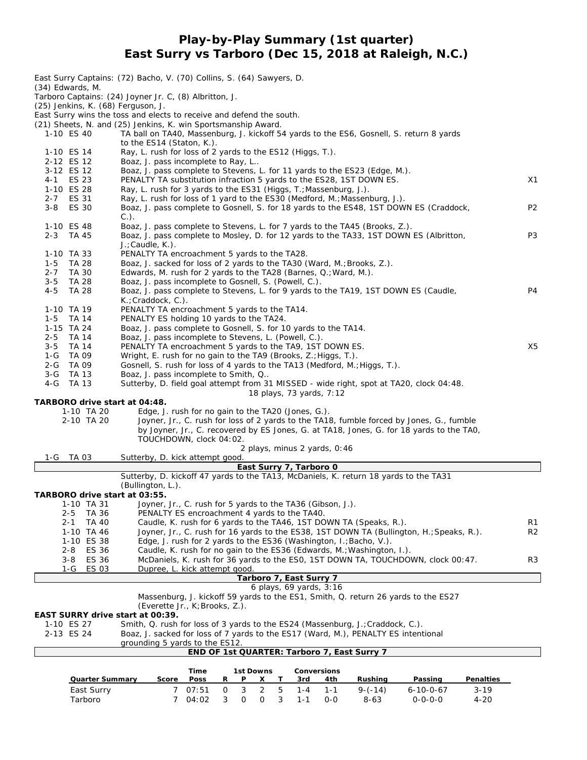# Play-by-Play Summary (1st quarter)
## East Surry vs Tarboro (Dec 15, 2018 at Raleigh, N.C.)

East Surry Captains: (72) Bacho, V. (70) Collins, S. (64) Sawyers, D. (34) Edwards, M.
Tarboro Captains: (24) Joyner Jr. C, (8) Albritton, J. (25) Jenkins, K. (68) Ferguson, J.
East Surry wins the toss and elects to receive and defend the south.
(21) Sheets, N. and (25) Jenkins, K. win Sportsmanship Award.

| | | | |
|---|---|---|---|
| 1-10 | ES 40 | TA ball on TA40, Massenburg, J. kickoff 54 yards to the ES6, Gosnell, S. return 8 yards to the ES14 (Staton, K.). | |
| 1-10 | ES 14 | Ray, L. rush for loss of 2 yards to the ES12 (Higgs, T.). | |
| 2-12 | ES 12 | Boaz, J. pass incomplete to Ray, L.. | |
| 3-12 | ES 12 | Boaz, J. pass complete to Stevens, L. for 11 yards to the ES23 (Edge, M.). | |
| 4-1 | ES 23 | PENALTY TA substitution infraction 5 yards to the ES28, 1ST DOWN ES. | X1 |
| 1-10 | ES 28 | Ray, L. rush for 3 yards to the ES31 (Higgs, T.;Massenburg, J.). | |
| 2-7 | ES 31 | Ray, L. rush for loss of 1 yard to the ES30 (Medford, M.;Massenburg, J.). | |
| 3-8 | ES 30 | Boaz, J. pass complete to Gosnell, S. for 18 yards to the ES48, 1ST DOWN ES (Craddock, C.). | P2 |
| 1-10 | ES 48 | Boaz, J. pass complete to Stevens, L. for 7 yards to the TA45 (Brooks, Z.). | |
| 2-3 | TA 45 | Boaz, J. pass complete to Mosley, D. for 12 yards to the TA33, 1ST DOWN ES (Albritton, J.;Caudle, K.). | P3 |
| 1-10 | TA 33 | PENALTY TA encroachment 5 yards to the TA28. | |
| 1-5 | TA 28 | Boaz, J. sacked for loss of 2 yards to the TA30 (Ward, M.;Brooks, Z.). | |
| 2-7 | TA 30 | Edwards, M. rush for 2 yards to the TA28 (Barnes, Q.;Ward, M.). | |
| 3-5 | TA 28 | Boaz, J. pass incomplete to Gosnell, S. (Powell, C.). | |
| 4-5 | TA 28 | Boaz, J. pass complete to Stevens, L. for 9 yards to the TA19, 1ST DOWN ES (Caudle, K.;Craddock, C.). | P4 |
| 1-10 | TA 19 | PENALTY TA encroachment 5 yards to the TA14. | |
| 1-5 | TA 14 | PENALTY ES holding 10 yards to the TA24. | |
| 1-15 | TA 24 | Boaz, J. pass complete to Gosnell, S. for 10 yards to the TA14. | |
| 2-5 | TA 14 | Boaz, J. pass incomplete to Stevens, L. (Powell, C.). | |
| 3-5 | TA 14 | PENALTY TA encroachment 5 yards to the TA9, 1ST DOWN ES. | X5 |
| 1-G | TA 09 | Wright, E. rush for no gain to the TA9 (Brooks, Z.;Higgs, T.). | |
| 2-G | TA 09 | Gosnell, S. rush for loss of 4 yards to the TA13 (Medford, M.;Higgs, T.). | |
| 3-G | TA 13 | Boaz, J. pass incomplete to Smith, Q.. | |
| 4-G | TA 13 | Sutterby, D. field goal attempt from 31 MISSED - wide right, spot at TA20, clock 04:48. | |

18 plays, 73 yards, 7:12

**TARBORO drive start at 04:48.**

| | | | |
|---|---|---|---|
| 1-10 | TA 20 | Edge, J. rush for no gain to the TA20 (Jones, G.). | |
| 2-10 | TA 20 | Joyner, Jr., C. rush for loss of 2 yards to the TA18, fumble forced by Jones, G., fumble by Joyner, Jr., C. recovered by ES Jones, G. at TA18, Jones, G. for 18 yards to the TA0, TOUCHDOWN, clock 04:02. | |

2 plays, minus 2 yards, 0:46

| | | | |
|---|---|---|---|
| 1-G | TA 03 | Sutterby, D. kick attempt good. | |

**East Surry 7, Tarboro 0**

Sutterby, D. kickoff 47 yards to the TA13, McDaniels, K. return 18 yards to the TA31 (Bullington, L.).

**TARBORO drive start at 03:55.**

| | | | |
|---|---|---|---|
| 1-10 | TA 31 | Joyner, Jr., C. rush for 5 yards to the TA36 (Gibson, J.). | |
| 2-5 | TA 36 | PENALTY ES encroachment 4 yards to the TA40. | |
| 2-1 | TA 40 | Caudle, K. rush for 6 yards to the TA46, 1ST DOWN TA (Speaks, R.). | R1 |
| 1-10 | TA 46 | Joyner, Jr., C. rush for 16 yards to the ES38, 1ST DOWN TA (Bullington, H.;Speaks, R.). | R2 |
| 1-10 | ES 38 | Edge, J. rush for 2 yards to the ES36 (Washington, I.;Bacho, V.). | |
| 2-8 | ES 36 | Caudle, K. rush for no gain to the ES36 (Edwards, M.;Washington, I.). | |
| 3-8 | ES 36 | McDaniels, K. rush for 36 yards to the ES0, 1ST DOWN TA, TOUCHDOWN, clock 00:47. | R3 |
| 1-G | ES 03 | Dupree, L. kick attempt good. | |

**Tarboro 7, East Surry 7**

6 plays, 69 yards, 3:16

Massenburg, J. kickoff 59 yards to the ES1, Smith, Q. return 26 yards to the ES27 (Everette Jr., K;Brooks, Z.).

**EAST SURRY drive start at 00:39.**

| | | | |
|---|---|---|---|
| 1-10 | ES 27 | Smith, Q. rush for loss of 3 yards to the ES24 (Massenburg, J.;Craddock, C.). | |
| 2-13 | ES 24 | Boaz, J. sacked for loss of 7 yards to the ES17 (Ward, M.), PENALTY ES intentional grounding 5 yards to the ES12. | |

**END OF 1st QUARTER: Tarboro 7, East Surry 7**

| Quarter Summary | Score | Time Poss | 1st Downs R | P | X | T | Conversions 3rd | 4th | Rushing | Passing | Penalties |
|---|---|---|---|---|---|---|---|---|---|---|---|
| East Surry | 7 | 07:51 | 0 | 3 | 2 | 5 | 1-4 | 1-1 | 9-(-14) | 6-10-0-67 | 3-19 |
| Tarboro | 7 | 04:02 | 3 | 0 | 0 | 3 | 1-1 | 0-0 | 8-63 | 0-0-0-0 | 4-20 |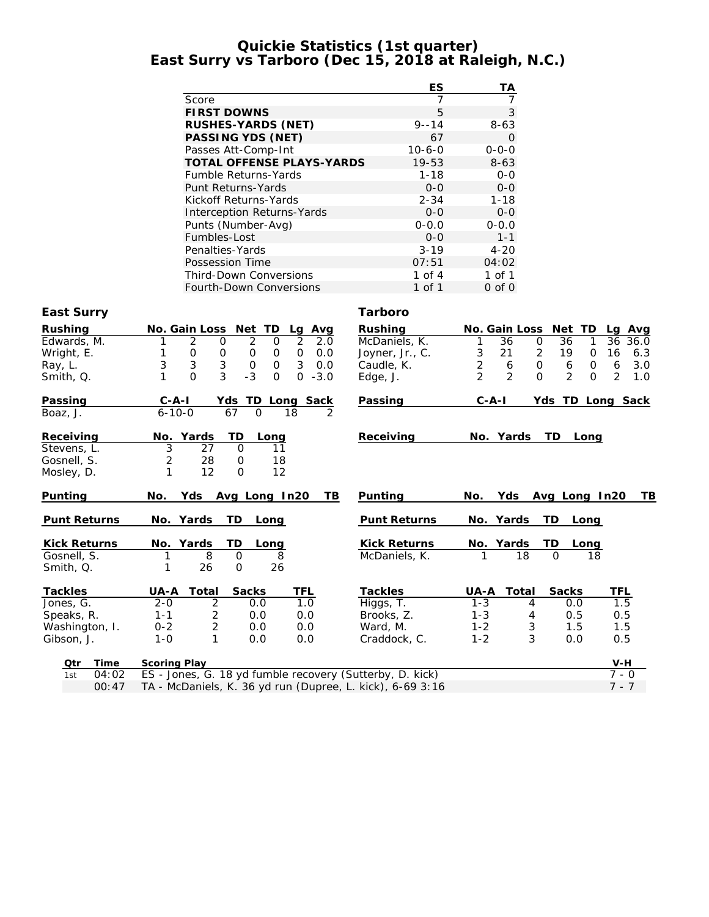# Quickie Statistics (1st quarter)
## East Surry vs Tarboro (Dec 15, 2018 at Raleigh, N.C.)

| | ES | TA |
|---|---|---|
| Score | 7 | 7 |
| **FIRST DOWNS** | 5 | 3 |
| **RUSHES-YARDS (NET)** | 9--14 | 8-63 |
| **PASSING YDS (NET)** | 67 | 0 |
| Passes Att-Comp-Int | 10-6-0 | 0-0-0 |
| **TOTAL OFFENSE PLAYS-YARDS** | 19-53 | 8-63 |
| Fumble Returns-Yards | 1-18 | 0-0 |
| Punt Returns-Yards | 0-0 | 0-0 |
| Kickoff Returns-Yards | 2-34 | 1-18 |
| Interception Returns-Yards | 0-0 | 0-0 |
| Punts (Number-Avg) | 0-0.0 | 0-0.0 |
| Fumbles-Lost | 0-0 | 1-1 |
| Penalties-Yards | 3-19 | 4-20 |
| Possession Time | 07:51 | 04:02 |
| Third-Down Conversions | 1 of 4 | 1 of 1 |
| Fourth-Down Conversions | 1 of 1 | 0 of 0 |

### East Surry

| Rushing | No. | Gain | Loss | Net | TD | Lg | Avg |
|---|---|---|---|---|---|---|---|
| Edwards, M. | 1 | 2 | 0 | 2 | 0 | 2 | 2.0 |
| Wright, E. | 1 | 0 | 0 | 0 | 0 | 0 | 0.0 |
| Ray, L. | 3 | 3 | 3 | 0 | 0 | 3 | 0.0 |
| Smith, Q. | 1 | 0 | 3 | -3 | 0 | 0 | -3.0 |

| Passing | C-A-I | Yds | TD | Long | Sack |
|---|---|---|---|---|---|
| Boaz, J. | 6-10-0 | 67 | 0 | 18 | 2 |

| Receiving | No. | Yards | TD | Long |
|---|---|---|---|---|
| Stevens, L. | 3 | 27 | 0 | 11 |
| Gosnell, S. | 2 | 28 | 0 | 18 |
| Mosley, D. | 1 | 12 | 0 | 12 |

| Punting | No. | Yds | Avg | Long | In20 | TB |
|---|---|---|---|---|---|---|

| Punt Returns | No. | Yards | TD | Long |
|---|---|---|---|---|

| Kick Returns | No. | Yards | TD | Long |
|---|---|---|---|---|
| Gosnell, S. | 1 | 8 | 0 | 8 |
| Smith, Q. | 1 | 26 | 0 | 26 |

| Tackles | UA-A | Total | Sacks | TFL |
|---|---|---|---|---|
| Jones, G. | 2-0 | 2 | 0.0 | 1.0 |
| Speaks, R. | 1-1 | 2 | 0.0 | 0.0 |
| Washington, I. | 0-2 | 2 | 0.0 | 0.0 |
| Gibson, J. | 1-0 | 1 | 0.0 | 0.0 |

### Tarboro

| Rushing | No. | Gain | Loss | Net | TD | Lg | Avg |
|---|---|---|---|---|---|---|---|
| McDaniels, K. | 1 | 36 | 0 | 36 | 1 | 36 | 36.0 |
| Joyner, Jr., C. | 3 | 21 | 2 | 19 | 0 | 16 | 6.3 |
| Caudle, K. | 2 | 6 | 0 | 6 | 0 | 6 | 3.0 |
| Edge, J. | 2 | 2 | 0 | 2 | 0 | 2 | 1.0 |

| Passing | C-A-I | Yds | TD | Long | Sack |
|---|---|---|---|---|---|

| Receiving | No. | Yards | TD | Long |
|---|---|---|---|---|

| Punting | No. | Yds | Avg | Long | In20 | TB |
|---|---|---|---|---|---|---|

| Punt Returns | No. | Yards | TD | Long |
|---|---|---|---|---|

| Kick Returns | No. | Yards | TD | Long |
|---|---|---|---|---|
| McDaniels, K. | 1 | 18 | 0 | 18 |

| Tackles | UA-A | Total | Sacks | TFL |
|---|---|---|---|---|
| Higgs, T. | 1-3 | 4 | 0.0 | 1.5 |
| Brooks, Z. | 1-3 | 4 | 0.5 | 0.5 |
| Ward, M. | 1-2 | 3 | 1.5 | 1.5 |
| Craddock, C. | 1-2 | 3 | 0.0 | 0.5 |

| Qtr | Time | Scoring Play | V-H |
|---|---|---|---|
| 1st | 04:02 | ES - Jones, G. 18 yd fumble recovery (Sutterby, D. kick) | 7 - 0 |
| | 00:47 | TA - McDaniels, K. 36 yd run (Dupree, L. kick), 6-69 3:16 | 7 - 7 |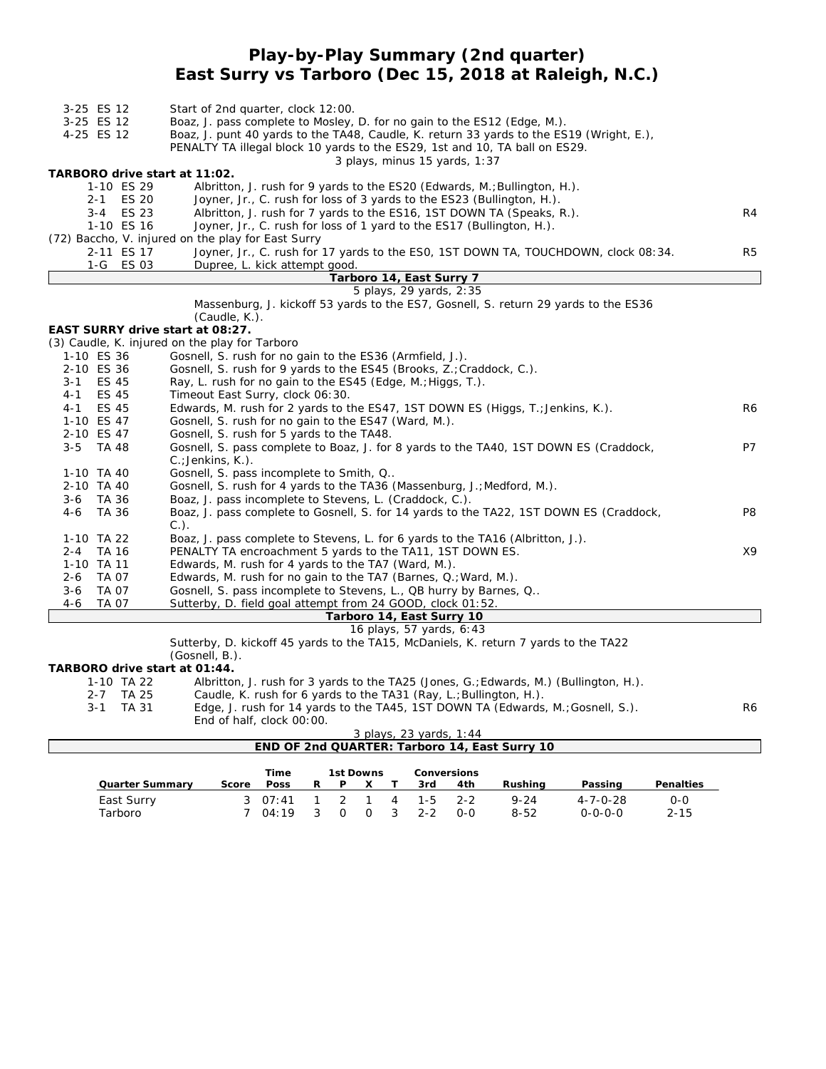# Play-by-Play Summary (2nd quarter)
## East Surry vs Tarboro (Dec 15, 2018 at Raleigh, N.C.)

| Down | Play | |
|---|---|---|
| 3-25 ES 12 | Start of 2nd quarter, clock 12:00. | |
| 3-25 ES 12 | Boaz, J. pass complete to Mosley, D. for no gain to the ES12 (Edge, M.). | |
| 4-25 ES 12 | Boaz, J. punt 40 yards to the TA48, Caudle, K. return 33 yards to the ES19 (Wright, E.), PENALTY TA illegal block 10 yards to the ES29, 1st and 10, TA ball on ES29. | |
| | 3 plays, minus 15 yards, 1:37 | |

**TARBORO drive start at 11:02.**

| Down | Play | |
|---|---|---|
| 1-10 ES 29 | Albritton, J. rush for 9 yards to the ES20 (Edwards, M.;Bullington, H.). | |
| 2-1 ES 20 | Joyner, Jr., C. rush for loss of 3 yards to the ES23 (Bullington, H.). | |
| 3-4 ES 23 | Albritton, J. rush for 7 yards to the ES16, 1ST DOWN TA (Speaks, R.). | R4 |
| 1-10 ES 16 | Joyner, Jr., C. rush for loss of 1 yard to the ES17 (Bullington, H.). | |
| | (72) Baccho, V. injured on the play for East Surry | |
| 2-11 ES 17 | Joyner, Jr., C. rush for 17 yards to the ES0, 1ST DOWN TA, TOUCHDOWN, clock 08:34. | R5 |
| 1-G ES 03 | Dupree, L. kick attempt good. | |
| | **Tarboro 14, East Surry 7** | |
| | 5 plays, 29 yards, 2:35 | |
| | Massenburg, J. kickoff 53 yards to the ES7, Gosnell, S. return 29 yards to the ES36 (Caudle, K.). | |

**EAST SURRY drive start at 08:27.**

| Down | Play | |
|---|---|---|
| | (3) Caudle, K. injured on the play for Tarboro | |
| 1-10 ES 36 | Gosnell, S. rush for no gain to the ES36 (Armfield, J.). | |
| 2-10 ES 36 | Gosnell, S. rush for 9 yards to the ES45 (Brooks, Z.;Craddock, C.). | |
| 3-1 ES 45 | Ray, L. rush for no gain to the ES45 (Edge, M.;Higgs, T.). | |
| 4-1 ES 45 | Timeout East Surry, clock 06:30. | |
| 4-1 ES 45 | Edwards, M. rush for 2 yards to the ES47, 1ST DOWN ES (Higgs, T.;Jenkins, K.). | R6 |
| 1-10 ES 47 | Gosnell, S. rush for no gain to the ES47 (Ward, M.). | |
| 2-10 ES 47 | Gosnell, S. rush for 5 yards to the TA48. | |
| 3-5 TA 48 | Gosnell, S. pass complete to Boaz, J. for 8 yards to the TA40, 1ST DOWN ES (Craddock, C.;Jenkins, K.). | P7 |
| 1-10 TA 40 | Gosnell, S. pass incomplete to Smith, Q.. | |
| 2-10 TA 40 | Gosnell, S. rush for 4 yards to the TA36 (Massenburg, J.;Medford, M.). | |
| 3-6 TA 36 | Boaz, J. pass incomplete to Stevens, L. (Craddock, C.). | |
| 4-6 TA 36 | Boaz, J. pass complete to Gosnell, S. for 14 yards to the TA22, 1ST DOWN ES (Craddock, C.). | P8 |
| 1-10 TA 22 | Boaz, J. pass complete to Stevens, L. for 6 yards to the TA16 (Albritton, J.). | |
| 2-4 TA 16 | PENALTY TA encroachment 5 yards to the TA11, 1ST DOWN ES. | X9 |
| 1-10 TA 11 | Edwards, M. rush for 4 yards to the TA7 (Ward, M.). | |
| 2-6 TA 07 | Edwards, M. rush for no gain to the TA7 (Barnes, Q.;Ward, M.). | |
| 3-6 TA 07 | Gosnell, S. pass incomplete to Stevens, L., QB hurry by Barnes, Q.. | |
| 4-6 TA 07 | Sutterby, D. field goal attempt from 24 GOOD, clock 01:52. | |
| | **Tarboro 14, East Surry 10** | |
| | 16 plays, 57 yards, 6:43 | |
| | Sutterby, D. kickoff 45 yards to the TA15, McDaniels, K. return 7 yards to the TA22 (Gosnell, B.). | |

**TARBORO drive start at 01:44.**

| Down | Play | |
|---|---|---|
| 1-10 TA 22 | Albritton, J. rush for 3 yards to the TA25 (Jones, G.;Edwards, M.) (Bullington, H.). | |
| 2-7 TA 25 | Caudle, K. rush for 6 yards to the TA31 (Ray, L.;Bullington, H.). | |
| 3-1 TA 31 | Edge, J. rush for 14 yards to the TA45, 1ST DOWN TA (Edwards, M.;Gosnell, S.). | R6 |
| | End of half, clock 00:00. | |
| | 3 plays, 23 yards, 1:44 | |

**END OF 2nd QUARTER: Tarboro 14, East Surry 10**

| Quarter Summary | Score | Time Poss | 1st Downs R | P | X | T | Conversions 3rd | 4th | Rushing | Passing | Penalties |
|---|---|---|---|---|---|---|---|---|---|---|---|
| East Surry | 3 | 07:41 | 1 | 2 | 1 | 4 | 1-5 | 2-2 | 9-24 | 4-7-0-28 | 0-0 |
| Tarboro | 7 | 04:19 | 3 | 0 | 0 | 3 | 2-2 | 0-0 | 8-52 | 0-0-0-0 | 2-15 |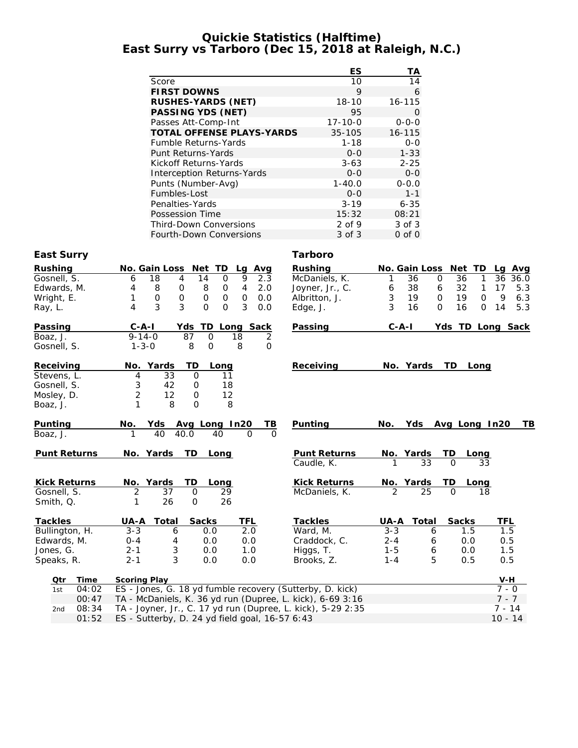# Quickie Statistics (Halftime)
## East Surry vs Tarboro (Dec 15, 2018 at Raleigh, N.C.)

| | ES | TA |
|---|---|---|
| Score | 10 | 14 |
| **FIRST DOWNS** | 9 | 6 |
| **RUSHES-YARDS (NET)** | 18-10 | 16-115 |
| **PASSING YDS (NET)** | 95 | 0 |
| Passes Att-Comp-Int | 17-10-0 | 0-0-0 |
| **TOTAL OFFENSE PLAYS-YARDS** | 35-105 | 16-115 |
| Fumble Returns-Yards | 1-18 | 0-0 |
| Punt Returns-Yards | 0-0 | 1-33 |
| Kickoff Returns-Yards | 3-63 | 2-25 |
| Interception Returns-Yards | 0-0 | 0-0 |
| Punts (Number-Avg) | 1-40.0 | 0-0.0 |
| Fumbles-Lost | 0-0 | 1-1 |
| Penalties-Yards | 3-19 | 6-35 |
| Possession Time | 15:32 | 08:21 |
| Third-Down Conversions | 2 of 9 | 3 of 3 |
| Fourth-Down Conversions | 3 of 3 | 0 of 0 |

### East Surry

| Rushing | No. | Gain | Loss | Net | TD | Lg | Avg |
|---|---|---|---|---|---|---|---|
| Gosnell, S. | 6 | 18 | 4 | 14 | 0 | 9 | 2.3 |
| Edwards, M. | 4 | 8 | 0 | 8 | 0 | 4 | 2.0 |
| Wright, E. | 1 | 0 | 0 | 0 | 0 | 0 | 0.0 |
| Ray, L. | 4 | 3 | 3 | 0 | 0 | 3 | 0.0 |

| Passing | C-A-I | Yds | TD | Long | Sack |
|---|---|---|---|---|---|
| Boaz, J. | 9-14-0 | 87 | 0 | 18 | 2 |
| Gosnell, S. | 1-3-0 | 8 | 0 | 8 | 0 |

| Receiving | No. | Yards | TD | Long |
|---|---|---|---|---|
| Stevens, L. | 4 | 33 | 0 | 11 |
| Gosnell, S. | 3 | 42 | 0 | 18 |
| Mosley, D. | 2 | 12 | 0 | 12 |
| Boaz, J. | 1 | 8 | 0 | 8 |

| Punting | No. | Yds | Avg | Long | In20 | TB |
|---|---|---|---|---|---|---|
| Boaz, J. | 1 | 40 | 40.0 | 40 | 0 | 0 |

| Punt Returns | No. | Yards | TD | Long |
|---|---|---|---|---|

| Kick Returns | No. | Yards | TD | Long |
|---|---|---|---|---|
| Gosnell, S. | 2 | 37 | 0 | 29 |
| Smith, Q. | 1 | 26 | 0 | 26 |

| Tackles | UA-A | Total | Sacks | TFL |
|---|---|---|---|---|
| Bullington, H. | 3-3 | 6 | 0.0 | 2.0 |
| Edwards, M. | 0-4 | 4 | 0.0 | 0.0 |
| Jones, G. | 2-1 | 3 | 0.0 | 1.0 |
| Speaks, R. | 2-1 | 3 | 0.0 | 0.0 |

### Tarboro

| Rushing | No. | Gain | Loss | Net | TD | Lg | Avg |
|---|---|---|---|---|---|---|---|
| McDaniels, K. | 1 | 36 | 0 | 36 | 1 | 36 | 36.0 |
| Joyner, Jr., C. | 6 | 38 | 6 | 32 | 1 | 17 | 5.3 |
| Albritton, J. | 3 | 19 | 0 | 19 | 0 | 9 | 6.3 |
| Edge, J. | 3 | 16 | 0 | 16 | 0 | 14 | 5.3 |

| Passing | C-A-I | Yds | TD | Long | Sack |
|---|---|---|---|---|---|

| Receiving | No. | Yards | TD | Long |
|---|---|---|---|---|

| Punting | No. | Yds | Avg | Long | In20 | TB |
|---|---|---|---|---|---|---|

| Punt Returns | No. | Yards | TD | Long |
|---|---|---|---|---|
| Caudle, K. | 1 | 33 | 0 | 33 |

| Kick Returns | No. | Yards | TD | Long |
|---|---|---|---|---|
| McDaniels, K. | 2 | 25 | 0 | 18 |

| Tackles | UA-A | Total | Sacks | TFL |
|---|---|---|---|---|
| Ward, M. | 3-3 | 6 | 1.5 | 1.5 |
| Craddock, C. | 2-4 | 6 | 0.0 | 0.5 |
| Higgs, T. | 1-5 | 6 | 0.0 | 1.5 |
| Brooks, Z. | 1-4 | 5 | 0.5 | 0.5 |

| Qtr | Time | Scoring Play | V-H |
|---|---|---|---|
| 1st | 04:02 | ES - Jones, G. 18 yd fumble recovery (Sutterby, D. kick) | 7 - 0 |
| | 00:47 | TA - McDaniels, K. 36 yd run (Dupree, L. kick), 6-69 3:16 | 7 - 7 |
| 2nd | 08:34 | TA - Joyner, Jr., C. 17 yd run (Dupree, L. kick), 5-29 2:35 | 7 - 14 |
| | 01:52 | ES - Sutterby, D. 24 yd field goal, 16-57 6:43 | 10 - 14 |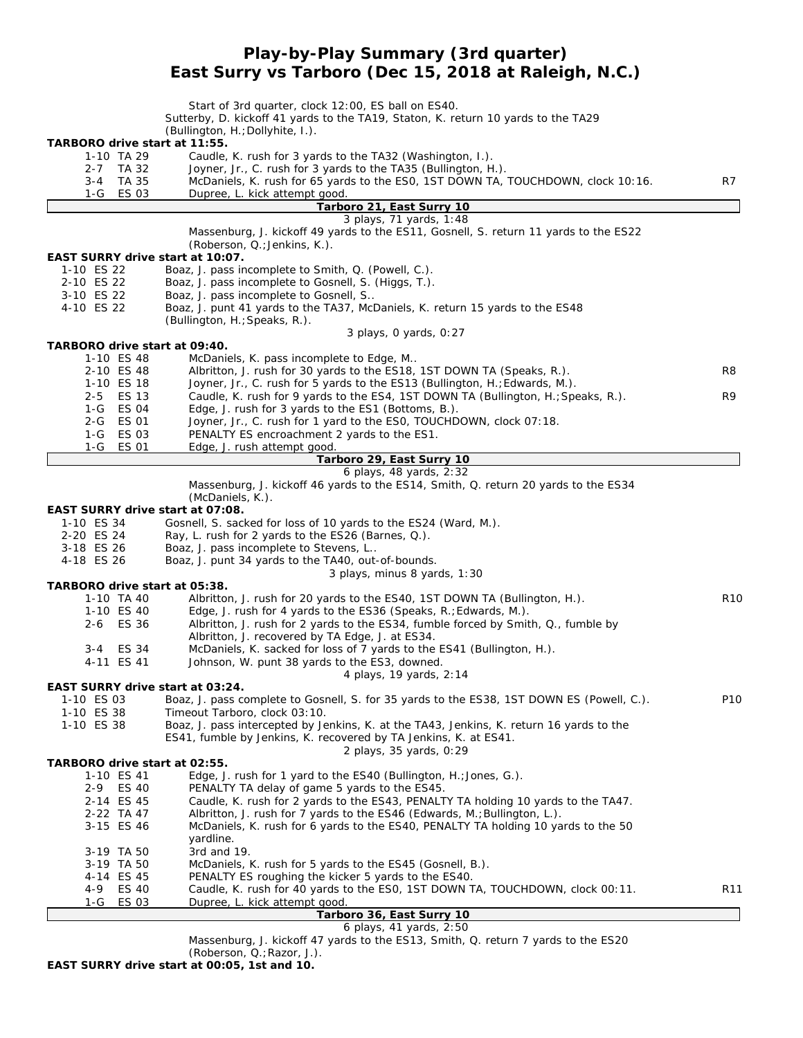# Play-by-Play Summary (3rd quarter)
## East Surry vs Tarboro (Dec 15, 2018 at Raleigh, N.C.)

Start of 3rd quarter, clock 12:00, ES ball on ES40.
Sutterby, D. kickoff 41 yards to the TA19, Staton, K. return 10 yards to the TA29 (Bullington, H.;Dollyhite, I.).

**TARBORO drive start at 11:55.**

| Down | Play | |
|---|---|---|
| 1-10 TA 29 | Caudle, K. rush for 3 yards to the TA32 (Washington, I.). | |
| 2-7 TA 32 | Joyner, Jr., C. rush for 3 yards to the TA35 (Bullington, H.). | |
| 3-4 TA 35 | McDaniels, K. rush for 65 yards to the ES0, 1ST DOWN TA, TOUCHDOWN, clock 10:16. | R7 |
| 1-G ES 03 | Dupree, L. kick attempt good. | |

**Tarboro 21, East Surry 10**

3 plays, 71 yards, 1:48

Massenburg, J. kickoff 49 yards to the ES11, Gosnell, S. return 11 yards to the ES22 (Roberson, Q.;Jenkins, K.).

**EAST SURRY drive start at 10:07.**

| Down | Play | |
|---|---|---|
| 1-10 ES 22 | Boaz, J. pass incomplete to Smith, Q. (Powell, C.). | |
| 2-10 ES 22 | Boaz, J. pass incomplete to Gosnell, S. (Higgs, T.). | |
| 3-10 ES 22 | Boaz, J. pass incomplete to Gosnell, S.. | |
| 4-10 ES 22 | Boaz, J. punt 41 yards to the TA37, McDaniels, K. return 15 yards to the ES48 (Bullington, H.;Speaks, R.). | |

3 plays, 0 yards, 0:27

**TARBORO drive start at 09:40.**

| Down | Play | |
|---|---|---|
| 1-10 ES 48 | McDaniels, K. pass incomplete to Edge, M.. | |
| 2-10 ES 48 | Albritton, J. rush for 30 yards to the ES18, 1ST DOWN TA (Speaks, R.). | R8 |
| 1-10 ES 18 | Joyner, Jr., C. rush for 5 yards to the ES13 (Bullington, H.;Edwards, M.). | |
| 2-5 ES 13 | Caudle, K. rush for 9 yards to the ES4, 1ST DOWN TA (Bullington, H.;Speaks, R.). | R9 |
| 1-G ES 04 | Edge, J. rush for 3 yards to the ES1 (Bottoms, B.). | |
| 2-G ES 01 | Joyner, Jr., C. rush for 1 yard to the ES0, TOUCHDOWN, clock 07:18. | |
| 1-G ES 03 | PENALTY ES encroachment 2 yards to the ES1. | |
| 1-G ES 01 | Edge, J. rush attempt good. | |

**Tarboro 29, East Surry 10**

6 plays, 48 yards, 2:32

Massenburg, J. kickoff 46 yards to the ES14, Smith, Q. return 20 yards to the ES34 (McDaniels, K.).

**EAST SURRY drive start at 07:08.**

| Down | Play | |
|---|---|---|
| 1-10 ES 34 | Gosnell, S. sacked for loss of 10 yards to the ES24 (Ward, M.). | |
| 2-20 ES 24 | Ray, L. rush for 2 yards to the ES26 (Barnes, Q.). | |
| 3-18 ES 26 | Boaz, J. pass incomplete to Stevens, L.. | |
| 4-18 ES 26 | Boaz, J. punt 34 yards to the TA40, out-of-bounds. | |

3 plays, minus 8 yards, 1:30

**TARBORO drive start at 05:38.**

| Down | Play | |
|---|---|---|
| 1-10 TA 40 | Albritton, J. rush for 20 yards to the ES40, 1ST DOWN TA (Bullington, H.). | R10 |
| 1-10 ES 40 | Edge, J. rush for 4 yards to the ES36 (Speaks, R.;Edwards, M.). | |
| 2-6 ES 36 | Albritton, J. rush for 2 yards to the ES34, fumble forced by Smith, Q., fumble by Albritton, J. recovered by TA Edge, J. at ES34. | |
| 3-4 ES 34 | McDaniels, K. sacked for loss of 7 yards to the ES41 (Bullington, H.). | |
| 4-11 ES 41 | Johnson, W. punt 38 yards to the ES3, downed. | |

4 plays, 19 yards, 2:14

**EAST SURRY drive start at 03:24.**

| Down | Play | |
|---|---|---|
| 1-10 ES 03 | Boaz, J. pass complete to Gosnell, S. for 35 yards to the ES38, 1ST DOWN ES (Powell, C.). | P10 |
| 1-10 ES 38 | Timeout Tarboro, clock 03:10. | |
| 1-10 ES 38 | Boaz, J. pass intercepted by Jenkins, K. at the TA43, Jenkins, K. return 16 yards to the ES41, fumble by Jenkins, K. recovered by TA Jenkins, K. at ES41. | |

2 plays, 35 yards, 0:29

**TARBORO drive start at 02:55.**

| Down | Play | |
|---|---|---|
| 1-10 ES 41 | Edge, J. rush for 1 yard to the ES40 (Bullington, H.;Jones, G.). | |
| 2-9 ES 40 | PENALTY TA delay of game 5 yards to the ES45. | |
| 2-14 ES 45 | Caudle, K. rush for 2 yards to the ES43, PENALTY TA holding 10 yards to the TA47. | |
| 2-22 TA 47 | Albritton, J. rush for 7 yards to the ES46 (Edwards, M.;Bullington, L.). | |
| 3-15 ES 46 | McDaniels, K. rush for 6 yards to the ES40, PENALTY TA holding 10 yards to the 50 yardline. | |
| 3-19 TA 50 | 3rd and 19. | |
| 3-19 TA 50 | McDaniels, K. rush for 5 yards to the ES45 (Gosnell, B.). | |
| 4-14 ES 45 | PENALTY ES roughing the kicker 5 yards to the ES40. | |
| 4-9 ES 40 | Caudle, K. rush for 40 yards to the ES0, 1ST DOWN TA, TOUCHDOWN, clock 00:11. | R11 |
| 1-G ES 03 | Dupree, L. kick attempt good. | |

**Tarboro 36, East Surry 10**

6 plays, 41 yards, 2:50

Massenburg, J. kickoff 47 yards to the ES13, Smith, Q. return 7 yards to the ES20 (Roberson, Q.;Razor, J.).

**EAST SURRY drive start at 00:05, 1st and 10.**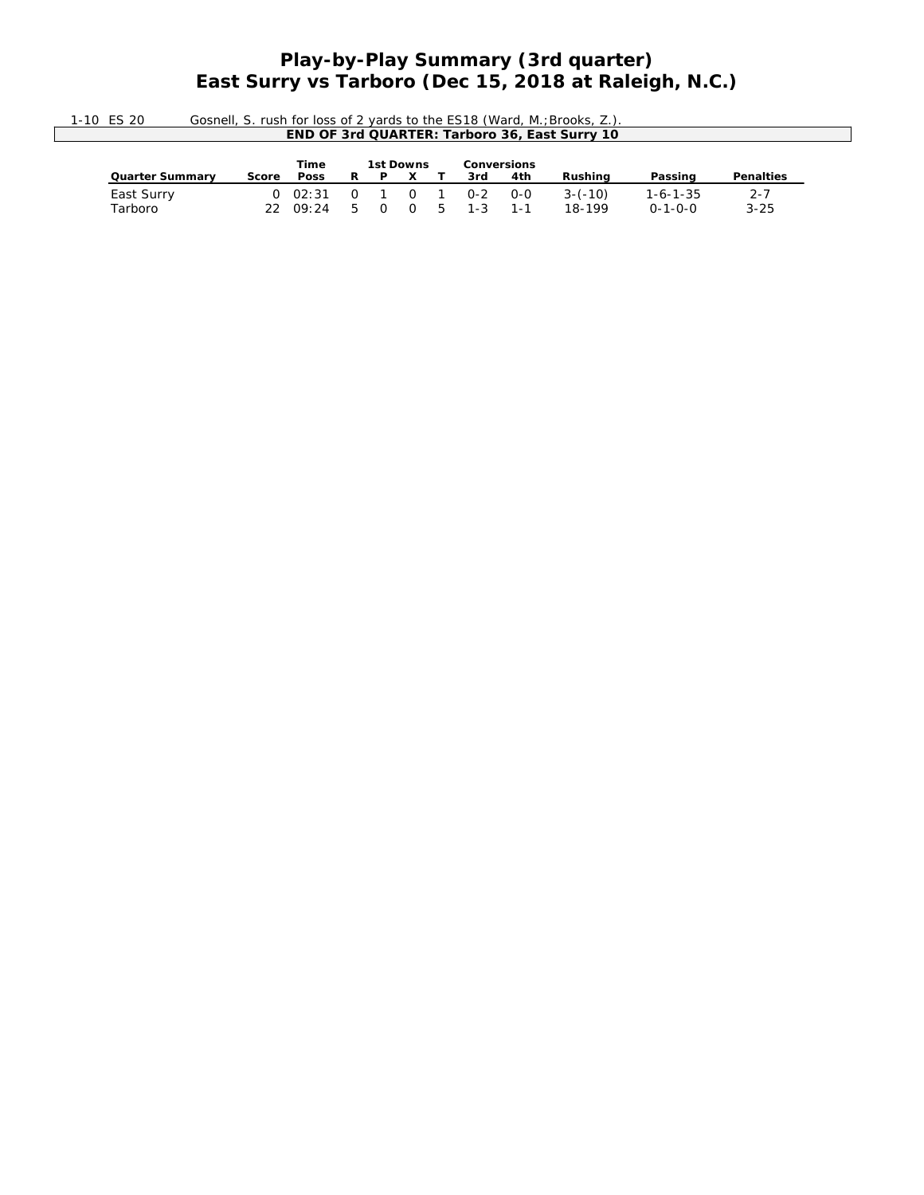# Play-by-Play Summary (3rd quarter)
## East Surry vs Tarboro (Dec 15, 2018 at Raleigh, N.C.)

| | |
|---|---|
| 1-10 ES 20 | Gosnell, S. rush for loss of 2 yards to the ES18 (Ward, M.;Brooks, Z.). |
| | **END OF 3rd QUARTER: Tarboro 36, East Surry 10** |

| | | Time | 1st Downs | | | | Conversions | | | | |
|---|---|---|---|---|---|---|---|---|---|---|---|
| **Quarter Summary** | **Score** | **Poss** | **R** | **P** | **X** | **T** | **3rd** | **4th** | **Rushing** | **Passing** | **Penalties** |
| East Surry | 0 | 02:31 | 0 | 1 | 0 | 1 | 0-2 | 0-0 | 3-(-10) | 1-6-1-35 | 2-7 |
| Tarboro | 22 | 09:24 | 5 | 0 | 0 | 5 | 1-3 | 1-1 | 18-199 | 0-1-0-0 | 3-25 |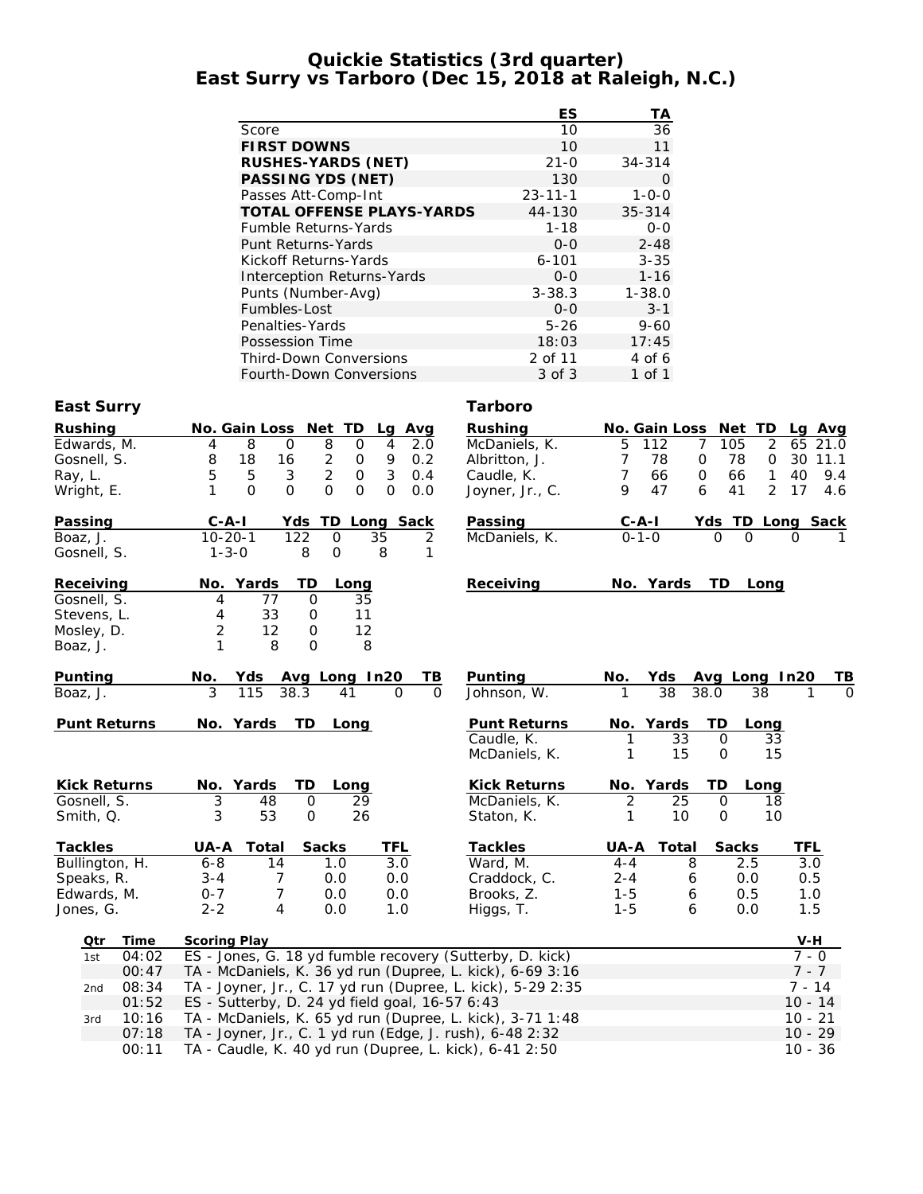# Quickie Statistics (3rd quarter)
## East Surry vs Tarboro (Dec 15, 2018 at Raleigh, N.C.)

| | ES | TA |
|---|---|---|
| Score | 10 | 36 |
| **FIRST DOWNS** | 10 | 11 |
| **RUSHES-YARDS (NET)** | 21-0 | 34-314 |
| **PASSING YDS (NET)** | 130 | 0 |
| Passes Att-Comp-Int | 23-11-1 | 1-0-0 |
| **TOTAL OFFENSE PLAYS-YARDS** | 44-130 | 35-314 |
| Fumble Returns-Yards | 1-18 | 0-0 |
| Punt Returns-Yards | 0-0 | 2-48 |
| Kickoff Returns-Yards | 6-101 | 3-35 |
| Interception Returns-Yards | 0-0 | 1-16 |
| Punts (Number-Avg) | 3-38.3 | 1-38.0 |
| Fumbles-Lost | 0-0 | 3-1 |
| Penalties-Yards | 5-26 | 9-60 |
| Possession Time | 18:03 | 17:45 |
| Third-Down Conversions | 2 of 11 | 4 of 6 |
| Fourth-Down Conversions | 3 of 3 | 1 of 1 |

### East Surry

| Rushing | No. | Gain | Loss | Net | TD | Lg | Avg |
|---|---|---|---|---|---|---|---|
| Edwards, M. | 4 | 8 | 0 | 8 | 0 | 4 | 2.0 |
| Gosnell, S. | 8 | 18 | 16 | 2 | 0 | 9 | 0.2 |
| Ray, L. | 5 | 5 | 3 | 2 | 0 | 3 | 0.4 |
| Wright, E. | 1 | 0 | 0 | 0 | 0 | 0 | 0.0 |

| Passing | C-A-I | Yds | TD | Long | Sack |
|---|---|---|---|---|---|
| Boaz, J. | 10-20-1 | 122 | 0 | 35 | 2 |
| Gosnell, S. | 1-3-0 | 8 | 0 | 8 | 1 |

| Receiving | No. | Yards | TD | Long |
|---|---|---|---|---|
| Gosnell, S. | 4 | 77 | 0 | 35 |
| Stevens, L. | 4 | 33 | 0 | 11 |
| Mosley, D. | 2 | 12 | 0 | 12 |
| Boaz, J. | 1 | 8 | 0 | 8 |

| Punting | No. | Yds | Avg | Long | In20 | TB |
|---|---|---|---|---|---|---|
| Boaz, J. | 3 | 115 | 38.3 | 41 | 0 | 0 |

| Punt Returns | No. | Yards | TD | Long |
|---|---|---|---|---|

| Kick Returns | No. | Yards | TD | Long |
|---|---|---|---|---|
| Gosnell, S. | 3 | 48 | 0 | 29 |
| Smith, Q. | 3 | 53 | 0 | 26 |

| Tackles | UA-A | Total | Sacks | TFL |
|---|---|---|---|---|
| Bullington, H. | 6-8 | 14 | 1.0 | 3.0 |
| Speaks, R. | 3-4 | 7 | 0.0 | 0.0 |
| Edwards, M. | 0-7 | 7 | 0.0 | 0.0 |
| Jones, G. | 2-2 | 4 | 0.0 | 1.0 |

### Tarboro

| Rushing | No. | Gain | Loss | Net | TD | Lg | Avg |
|---|---|---|---|---|---|---|---|
| McDaniels, K. | 5 | 112 | 7 | 105 | 2 | 65 | 21.0 |
| Albritton, J. | 7 | 78 | 0 | 78 | 0 | 30 | 11.1 |
| Caudle, K. | 7 | 66 | 0 | 66 | 1 | 40 | 9.4 |
| Joyner, Jr., C. | 9 | 47 | 6 | 41 | 2 | 17 | 4.6 |

| Passing | C-A-I | Yds | TD | Long | Sack |
|---|---|---|---|---|---|
| McDaniels, K. | 0-1-0 | 0 | 0 | 0 | 1 |

| Receiving | No. | Yards | TD | Long |
|---|---|---|---|---|

| Punting | No. | Yds | Avg | Long | In20 | TB |
|---|---|---|---|---|---|---|
| Johnson, W. | 1 | 38 | 38.0 | 38 | 1 | 0 |

| Punt Returns | No. | Yards | TD | Long |
|---|---|---|---|---|
| Caudle, K. | 1 | 33 | 0 | 33 |
| McDaniels, K. | 1 | 15 | 0 | 15 |

| Kick Returns | No. | Yards | TD | Long |
|---|---|---|---|---|
| McDaniels, K. | 2 | 25 | 0 | 18 |
| Staton, K. | 1 | 10 | 0 | 10 |

| Tackles | UA-A | Total | Sacks | TFL |
|---|---|---|---|---|
| Ward, M. | 4-4 | 8 | 2.5 | 3.0 |
| Craddock, C. | 2-4 | 6 | 0.0 | 0.5 |
| Brooks, Z. | 1-5 | 6 | 0.5 | 1.0 |
| Higgs, T. | 1-5 | 6 | 0.0 | 1.5 |

| Qtr | Time | Scoring Play | V-H |
|---|---|---|---|
| 1st | 04:02 | ES - Jones, G. 18 yd fumble recovery (Sutterby, D. kick) | 7 - 0 |
| | 00:47 | TA - McDaniels, K. 36 yd run (Dupree, L. kick), 6-69 3:16 | 7 - 7 |
| 2nd | 08:34 | TA - Joyner, Jr., C. 17 yd run (Dupree, L. kick), 5-29 2:35 | 7 - 14 |
| | 01:52 | ES - Sutterby, D. 24 yd field goal, 16-57 6:43 | 10 - 14 |
| 3rd | 10:16 | TA - McDaniels, K. 65 yd run (Dupree, L. kick), 3-71 1:48 | 10 - 21 |
| | 07:18 | TA - Joyner, Jr., C. 1 yd run (Edge, J. rush), 6-48 2:32 | 10 - 29 |
| | 00:11 | TA - Caudle, K. 40 yd run (Dupree, L. kick), 6-41 2:50 | 10 - 36 |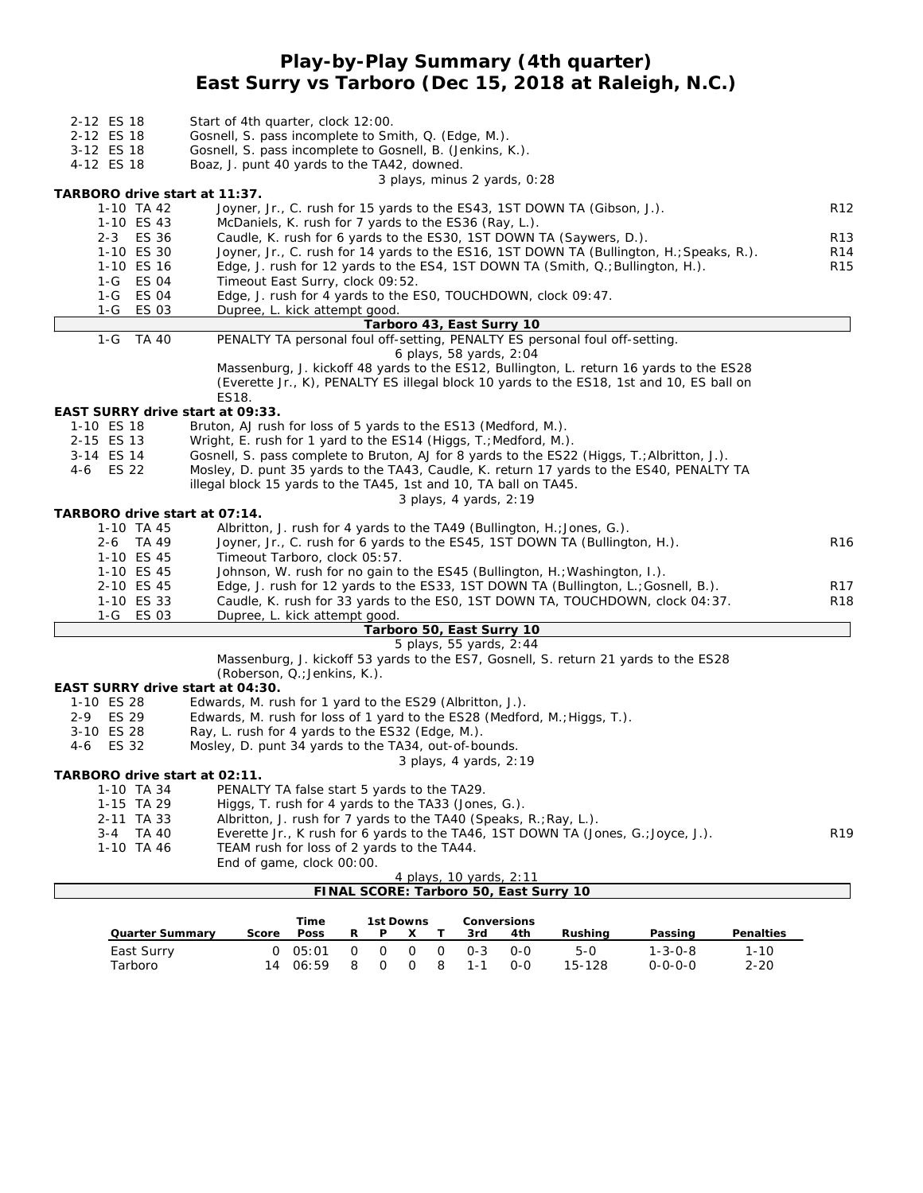# Play-by-Play Summary (4th quarter)
# East Surry vs Tarboro (Dec 15, 2018 at Raleigh, N.C.)

| | | |
|---|---|---|
| 2-12 ES 18 | Start of 4th quarter, clock 12:00. | |
| 2-12 ES 18 | Gosnell, S. pass incomplete to Smith, Q. (Edge, M.). | |
| 3-12 ES 18 | Gosnell, S. pass incomplete to Gosnell, B. (Jenkins, K.). | |
| 4-12 ES 18 | Boaz, J. punt 40 yards to the TA42, downed. | |
| | 3 plays, minus 2 yards, 0:28 | |

**TARBORO drive start at 11:37.**

| | | |
|---|---|---|
| 1-10 TA 42 | Joyner, Jr., C. rush for 15 yards to the ES43, 1ST DOWN TA (Gibson, J.). | R12 |
| 1-10 ES 43 | McDaniels, K. rush for 7 yards to the ES36 (Ray, L.). | |
| 2-3 ES 36 | Caudle, K. rush for 6 yards to the ES30, 1ST DOWN TA (Saywers, D.). | R13 |
| 1-10 ES 30 | Joyner, Jr., C. rush for 14 yards to the ES16, 1ST DOWN TA (Bullington, H.;Speaks, R.). | R14 |
| 1-10 ES 16 | Edge, J. rush for 12 yards to the ES4, 1ST DOWN TA (Smith, Q.;Bullington, H.). | R15 |
| 1-G ES 04 | Timeout East Surry, clock 09:52. | |
| 1-G ES 04 | Edge, J. rush for 4 yards to the ES0, TOUCHDOWN, clock 09:47. | |
| 1-G ES 03 | Dupree, L. kick attempt good. | |
| | **Tarboro 43, East Surry 10** | |
| 1-G TA 40 | PENALTY TA personal foul off-setting, PENALTY ES personal foul off-setting. | |
| | 6 plays, 58 yards, 2:04 | |
| | Massenburg, J. kickoff 48 yards to the ES12, Bullington, L. return 16 yards to the ES28 (Everette Jr., K), PENALTY ES illegal block 10 yards to the ES18, 1st and 10, ES ball on ES18. | |

**EAST SURRY drive start at 09:33.**

| | | |
|---|---|---|
| 1-10 ES 18 | Bruton, AJ rush for loss of 5 yards to the ES13 (Medford, M.). | |
| 2-15 ES 13 | Wright, E. rush for 1 yard to the ES14 (Higgs, T.;Medford, M.). | |
| 3-14 ES 14 | Gosnell, S. pass complete to Bruton, AJ for 8 yards to the ES22 (Higgs, T.;Albritton, J.). | |
| 4-6 ES 22 | Mosley, D. punt 35 yards to the TA43, Caudle, K. return 17 yards to the ES40, PENALTY TA illegal block 15 yards to the TA45, 1st and 10, TA ball on TA45. | |
| | 3 plays, 4 yards, 2:19 | |

**TARBORO drive start at 07:14.**

| | | |
|---|---|---|
| 1-10 TA 45 | Albritton, J. rush for 4 yards to the TA49 (Bullington, H.;Jones, G.). | |
| 2-6 TA 49 | Joyner, Jr., C. rush for 6 yards to the ES45, 1ST DOWN TA (Bullington, H.). | R16 |
| 1-10 ES 45 | Timeout Tarboro, clock 05:57. | |
| 1-10 ES 45 | Johnson, W. rush for no gain to the ES45 (Bullington, H.;Washington, I.). | |
| 2-10 ES 45 | Edge, J. rush for 12 yards to the ES33, 1ST DOWN TA (Bullington, L.;Gosnell, B.). | R17 |
| 1-10 ES 33 | Caudle, K. rush for 33 yards to the ES0, 1ST DOWN TA, TOUCHDOWN, clock 04:37. | R18 |
| 1-G ES 03 | Dupree, L. kick attempt good. | |
| | **Tarboro 50, East Surry 10** | |
| | 5 plays, 55 yards, 2:44 | |
| | Massenburg, J. kickoff 53 yards to the ES7, Gosnell, S. return 21 yards to the ES28 (Roberson, Q.;Jenkins, K.). | |

**EAST SURRY drive start at 04:30.**

| | | |
|---|---|---|
| 1-10 ES 28 | Edwards, M. rush for 1 yard to the ES29 (Albritton, J.). | |
| 2-9 ES 29 | Edwards, M. rush for loss of 1 yard to the ES28 (Medford, M.;Higgs, T.). | |
| 3-10 ES 28 | Ray, L. rush for 4 yards to the ES32 (Edge, M.). | |
| 4-6 ES 32 | Mosley, D. punt 34 yards to the TA34, out-of-bounds. | |
| | 3 plays, 4 yards, 2:19 | |

**TARBORO drive start at 02:11.**

| | | |
|---|---|---|
| 1-10 TA 34 | PENALTY TA false start 5 yards to the TA29. | |
| 1-15 TA 29 | Higgs, T. rush for 4 yards to the TA33 (Jones, G.). | |
| 2-11 TA 33 | Albritton, J. rush for 7 yards to the TA40 (Speaks, R.;Ray, L.). | |
| 3-4 TA 40 | Everette Jr., K rush for 6 yards to the TA46, 1ST DOWN TA (Jones, G.;Joyce, J.). | R19 |
| 1-10 TA 46 | TEAM rush for loss of 2 yards to the TA44. | |
| | End of game, clock 00:00. | |
| | 4 plays, 10 yards, 2:11 | |
| | **FINAL SCORE: Tarboro 50, East Surry 10** | |

| Quarter Summary | Score | Time Poss | 1st Downs R | P | X | T | Conversions 3rd | 4th | Rushing | Passing | Penalties |
|---|---|---|---|---|---|---|---|---|---|---|---|
| East Surry | 0 | 05:01 | 0 | 0 | 0 | 0 | 0-3 | 0-0 | 5-0 | 1-3-0-8 | 1-10 |
| Tarboro | 14 | 06:59 | 8 | 0 | 0 | 8 | 1-1 | 0-0 | 15-128 | 0-0-0-0 | 2-20 |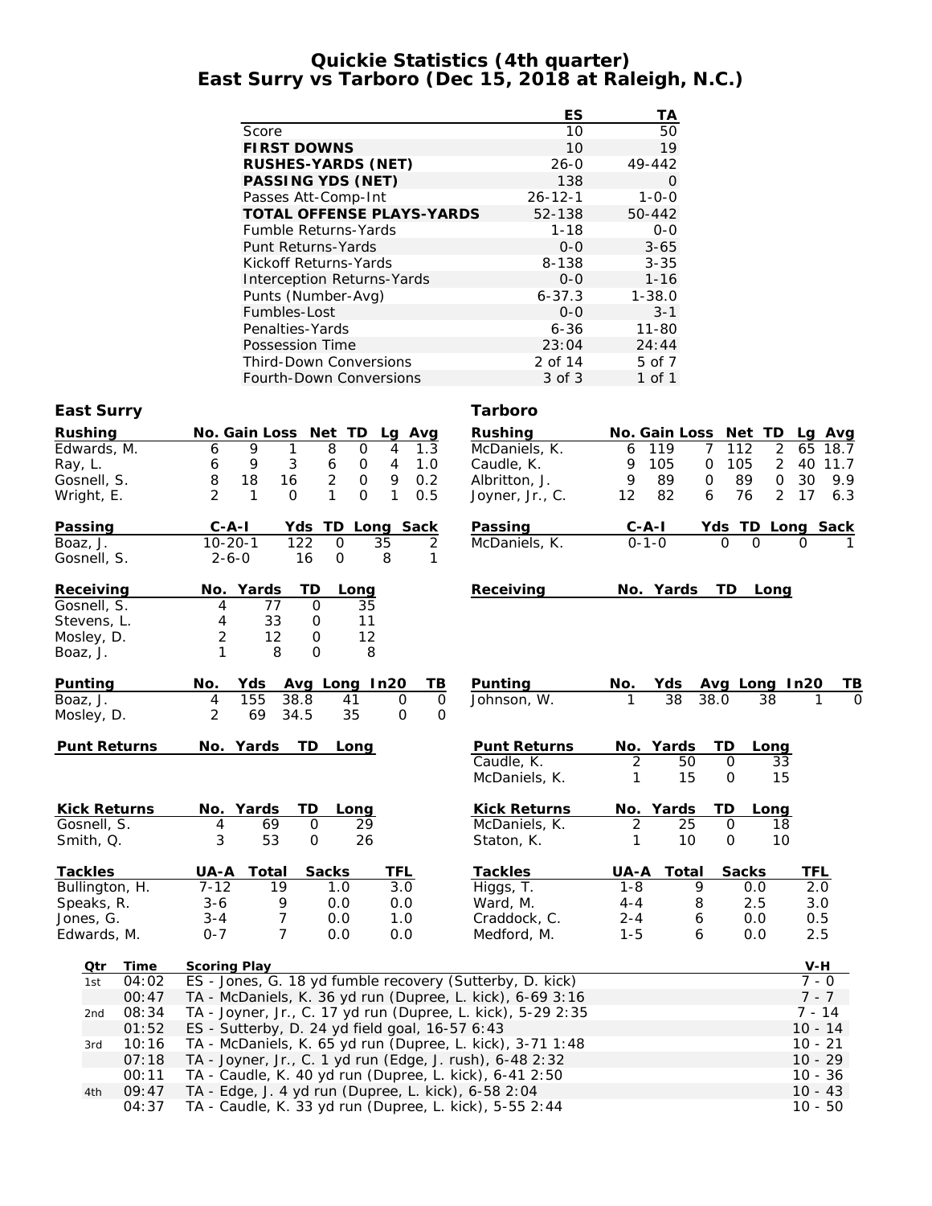# Quickie Statistics (4th quarter)
## East Surry vs Tarboro (Dec 15, 2018 at Raleigh, N.C.)

| | ES | TA |
|---|---|---|
| Score | 10 | 50 |
| **FIRST DOWNS** | 10 | 19 |
| **RUSHES-YARDS (NET)** | 26-0 | 49-442 |
| **PASSING YDS (NET)** | 138 | 0 |
| Passes Att-Comp-Int | 26-12-1 | 1-0-0 |
| **TOTAL OFFENSE PLAYS-YARDS** | 52-138 | 50-442 |
| Fumble Returns-Yards | 1-18 | 0-0 |
| Punt Returns-Yards | 0-0 | 3-65 |
| Kickoff Returns-Yards | 8-138 | 3-35 |
| Interception Returns-Yards | 0-0 | 1-16 |
| Punts (Number-Avg) | 6-37.3 | 1-38.0 |
| Fumbles-Lost | 0-0 | 3-1 |
| Penalties-Yards | 6-36 | 11-80 |
| Possession Time | 23:04 | 24:44 |
| Third-Down Conversions | 2 of 14 | 5 of 7 |
| Fourth-Down Conversions | 3 of 3 | 1 of 1 |

### East Surry

| Rushing | No. | Gain | Loss | Net | TD | Lg | Avg |
|---|---|---|---|---|---|---|---|
| Edwards, M. | 6 | 9 | 1 | 8 | 0 | 4 | 1.3 |
| Ray, L. | 6 | 9 | 3 | 6 | 0 | 4 | 1.0 |
| Gosnell, S. | 8 | 18 | 16 | 2 | 0 | 9 | 0.2 |
| Wright, E. | 2 | 1 | 0 | 1 | 0 | 1 | 0.5 |

| Passing | C-A-I | Yds | TD | Long | Sack |
|---|---|---|---|---|---|
| Boaz, J. | 10-20-1 | 122 | 0 | 35 | 2 |
| Gosnell, S. | 2-6-0 | 16 | 0 | 8 | 1 |

| Receiving | No. | Yards | TD | Long |
|---|---|---|---|---|
| Gosnell, S. | 4 | 77 | 0 | 35 |
| Stevens, L. | 4 | 33 | 0 | 11 |
| Mosley, D. | 2 | 12 | 0 | 12 |
| Boaz, J. | 1 | 8 | 0 | 8 |

| Punting | No. | Yds | Avg | Long | In20 | TB |
|---|---|---|---|---|---|---|
| Boaz, J. | 4 | 155 | 38.8 | 41 | 0 | 0 |
| Mosley, D. | 2 | 69 | 34.5 | 35 | 0 | 0 |

| Punt Returns | No. | Yards | TD | Long |
|---|---|---|---|---|

| Kick Returns | No. | Yards | TD | Long |
|---|---|---|---|---|
| Gosnell, S. | 4 | 69 | 0 | 29 |
| Smith, Q. | 3 | 53 | 0 | 26 |

| Tackles | UA-A | Total | Sacks | TFL |
|---|---|---|---|---|
| Bullington, H. | 7-12 | 19 | 1.0 | 3.0 |
| Speaks, R. | 3-6 | 9 | 0.0 | 0.0 |
| Jones, G. | 3-4 | 7 | 0.0 | 1.0 |
| Edwards, M. | 0-7 | 7 | 0.0 | 0.0 |

### Tarboro

| Rushing | No. | Gain | Loss | Net | TD | Lg | Avg |
|---|---|---|---|---|---|---|---|
| McDaniels, K. | 6 | 119 | 7 | 112 | 2 | 65 | 18.7 |
| Caudle, K. | 9 | 105 | 0 | 105 | 2 | 40 | 11.7 |
| Albritton, J. | 9 | 89 | 0 | 89 | 0 | 30 | 9.9 |
| Joyner, Jr., C. | 12 | 82 | 6 | 76 | 2 | 17 | 6.3 |

| Passing | C-A-I | Yds | TD | Long | Sack |
|---|---|---|---|---|---|
| McDaniels, K. | 0-1-0 | 0 | 0 | 0 | 1 |

| Receiving | No. | Yards | TD | Long |
|---|---|---|---|---|

| Punting | No. | Yds | Avg | Long | In20 | TB |
|---|---|---|---|---|---|---|
| Johnson, W. | 1 | 38 | 38.0 | 38 | 1 | 0 |

| Punt Returns | No. | Yards | TD | Long |
|---|---|---|---|---|
| Caudle, K. | 2 | 50 | 0 | 33 |
| McDaniels, K. | 1 | 15 | 0 | 15 |

| Kick Returns | No. | Yards | TD | Long |
|---|---|---|---|---|
| McDaniels, K. | 2 | 25 | 0 | 18 |
| Staton, K. | 1 | 10 | 0 | 10 |

| Tackles | UA-A | Total | Sacks | TFL |
|---|---|---|---|---|
| Higgs, T. | 1-8 | 9 | 0.0 | 2.0 |
| Ward, M. | 4-4 | 8 | 2.5 | 3.0 |
| Craddock, C. | 2-4 | 6 | 0.0 | 0.5 |
| Medford, M. | 1-5 | 6 | 0.0 | 2.5 |

### Scoring Summary

| Qtr | Time | Scoring Play | V-H |
|---|---|---|---|
| 1st | 04:02 | ES - Jones, G. 18 yd fumble recovery (Sutterby, D. kick) | 7 - 0 |
| | 00:47 | TA - McDaniels, K. 36 yd run (Dupree, L. kick), 6-69 3:16 | 7 - 7 |
| 2nd | 08:34 | TA - Joyner, Jr., C. 17 yd run (Dupree, L. kick), 5-29 2:35 | 7 - 14 |
| | 01:52 | ES - Sutterby, D. 24 yd field goal, 16-57 6:43 | 10 - 14 |
| 3rd | 10:16 | TA - McDaniels, K. 65 yd run (Dupree, L. kick), 3-71 1:48 | 10 - 21 |
| | 07:18 | TA - Joyner, Jr., C. 1 yd run (Edge, J. rush), 6-48 2:32 | 10 - 29 |
| | 00:11 | TA - Caudle, K. 40 yd run (Dupree, L. kick), 6-41 2:50 | 10 - 36 |
| 4th | 09:47 | TA - Edge, J. 4 yd run (Dupree, L. kick), 6-58 2:04 | 10 - 43 |
| | 04:37 | TA - Caudle, K. 33 yd run (Dupree, L. kick), 5-55 2:44 | 10 - 50 |